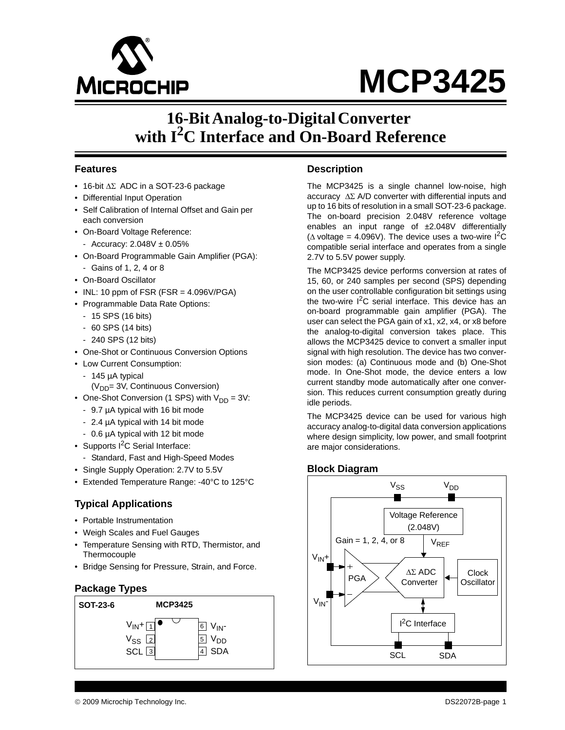# MCP3425

## 16-Bit Analog-to-Digital Converter with I$^2$C Interface and On-Board Reference

### Features

- 16-bit ΔΣ ADC in a SOT-23-6 package
- Differential Input Operation
- Self Calibration of Internal Offset and Gain per each conversion
- On-Board Voltage Reference:
  - Accuracy: 2.048V ± 0.05%
- On-Board Programmable Gain Amplifier (PGA):
  - Gains of 1, 2, 4 or 8
- On-Board Oscillator
- INL: 10 ppm of FSR (FSR = 4.096V/PGA)
- Programmable Data Rate Options:
  - 15 SPS (16 bits)
  - 60 SPS (14 bits)
  - 240 SPS (12 bits)
- One-Shot or Continuous Conversion Options
- Low Current Consumption:
  - 145 µA typical ($V_{DD}$= 3V, Continuous Conversion)
- One-Shot Conversion (1 SPS) with $V_{DD}$ = 3V:
  - 9.7 µA typical with 16 bit mode
  - 2.4 µA typical with 14 bit mode
  - 0.6 µA typical with 12 bit mode
- Supports I$^2$C Serial Interface:
  - Standard, Fast and High-Speed Modes
- Single Supply Operation: 2.7V to 5.5V
- Extended Temperature Range: -40°C to 125°C

### Typical Applications

- Portable Instrumentation
- Weigh Scales and Fuel Gauges
- Temperature Sensing with RTD, Thermistor, and Thermocouple
- Bridge Sensing for Pressure, Strain, and Force.

### Package Types

SOT-23-6

MCP3425

$V_{IN}+$ 1
$V_{SS}$ 2
SCL 3
6 $V_{IN}-$
5 $V_{DD}$
4 SDA

### Description

The MCP3425 is a single channel low-noise, high accuracy ΔΣ A/D converter with differential inputs and up to 16 bits of resolution in a small SOT-23-6 package. The on-board precision 2.048V reference voltage enables an input range of ±2.048V differentially (Δ voltage = 4.096V). The device uses a two-wire I$^2$C compatible serial interface and operates from a single 2.7V to 5.5V power supply.

The MCP3425 device performs conversion at rates of 15, 60, or 240 samples per second (SPS) depending on the user controllable configuration bit settings using the two-wire I$^2$C serial interface. This device has an on-board programmable gain amplifier (PGA). The user can select the PGA gain of x1, x2, x4, or x8 before the analog-to-digital conversion takes place. This allows the MCP3425 device to convert a smaller input signal with high resolution. The device has two conversion modes: (a) Continuous mode and (b) One-Shot mode. In One-Shot mode, the device enters a low current standby mode automatically after one conversion. This reduces current consumption greatly during idle periods.

The MCP3425 device can be used for various high accuracy analog-to-digital data conversion applications where design simplicity, low power, and small footprint are major considerations.

### Block Diagram

$V_{SS}$
$V_{DD}$
Voltage Reference (2.048V)
Gain = 1, 2, 4, or 8
$V_{REF}$
$V_{IN}+$
$V_{IN}-$
PGA
ΔΣ ADC Converter
Clock Oscillator
I$^2$C Interface
SCL
SDA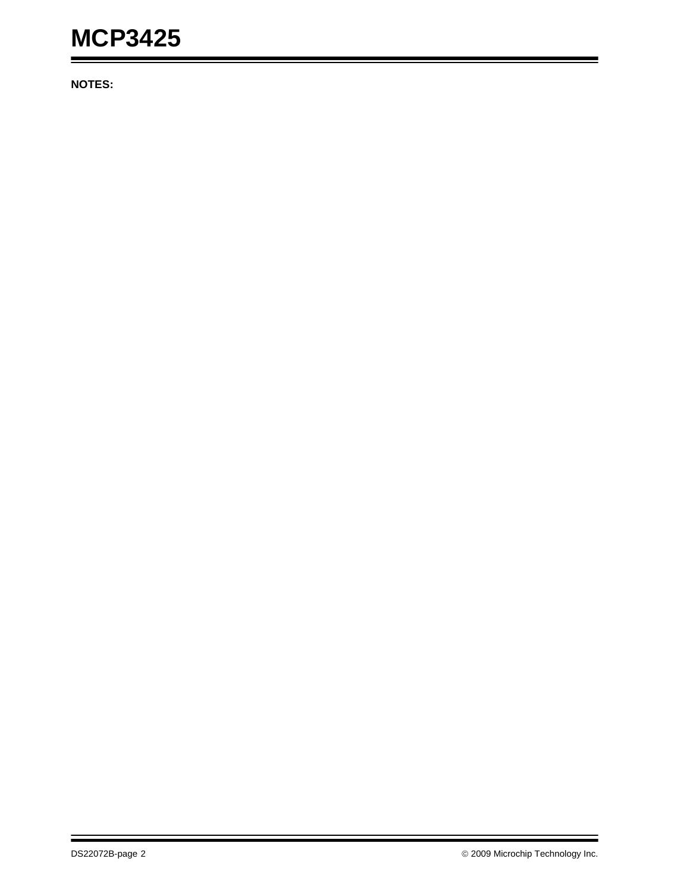**NOTES:**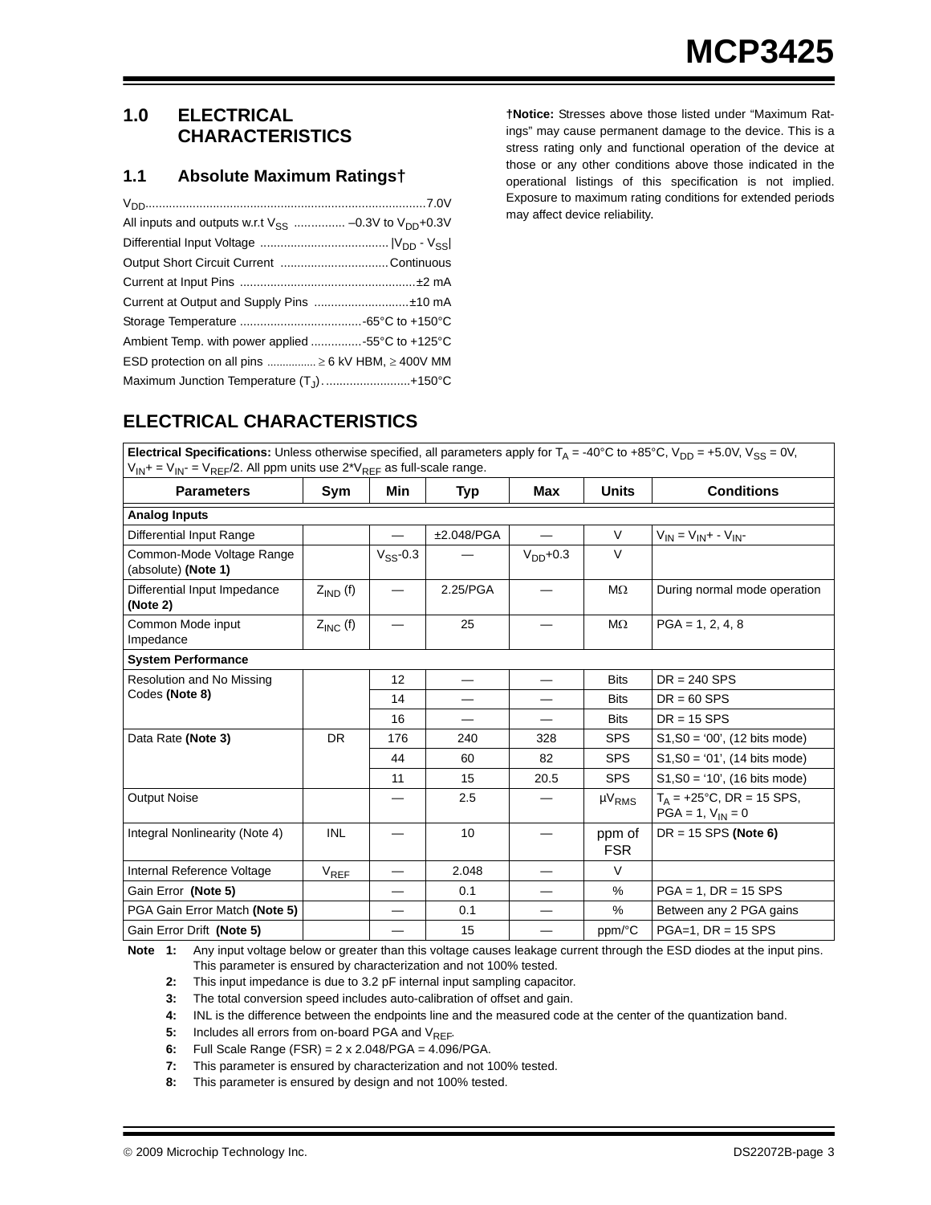## 1.0 ELECTRICAL CHARACTERISTICS

### 1.1 Absolute Maximum Ratings†

$V_{DD}$ ......................................................................... 7.0V
All inputs and outputs w.r.t $V_{SS}$ ............... –0.3V to $V_{DD}$+0.3V
Differential Input Voltage ..................................... $|V_{DD} - V_{SS}|$
Output Short Circuit Current ................................ Continuous
Current at Input Pins ................................................... ±2 mA
Current at Output and Supply Pins ............................ ±10 mA
Storage Temperature .................................... -65°C to +150°C
Ambient Temp. with power applied ............... -55°C to +125°C
ESD protection on all pins ................ ≥ 6 kV HBM, ≥ 400V MM
Maximum Junction Temperature ($T_J$) ......................... +150°C

**†Notice:** Stresses above those listed under “Maximum Ratings” may cause permanent damage to the device. This is a stress rating only and functional operation of the device at those or any other conditions above those indicated in the operational listings of this specification is not implied. Exposure to maximum rating conditions for extended periods may affect device reliability.

## ELECTRICAL CHARACTERISTICS

**Electrical Specifications:** Unless otherwise specified, all parameters apply for $T_A$ = -40°C to +85°C, $V_{DD}$ = +5.0V, $V_{SS}$ = 0V, $V_{IN}+ = V_{IN}- = V_{REF}/2$. All ppm units use 2*$V_{REF}$ as full-scale range.

| Parameters | Sym | Min | Typ | Max | Units | Conditions |
|---|---|---|---|---|---|---|
| **Analog Inputs** | | | | | | |
| Differential Input Range | | — | ±2.048/PGA | — | V | $V_{IN} = V_{IN}+ - V_{IN}-$ |
| Common-Mode Voltage Range (absolute) **(Note 1)** | | $V_{SS}$-0.3 | — | $V_{DD}$+0.3 | V | |
| Differential Input Impedance **(Note 2)** | $Z_{IND}$ (f) | — | 2.25/PGA | — | MΩ | During normal mode operation |
| Common Mode input Impedance | $Z_{INC}$ (f) | — | 25 | — | MΩ | PGA = 1, 2, 4, 8 |
| **System Performance** | | | | | | |
| Resolution and No Missing Codes **(Note 8)** | | 12 | — | — | Bits | DR = 240 SPS |
| | | 14 | — | — | Bits | DR = 60 SPS |
| | | 16 | — | — | Bits | DR = 15 SPS |
| Data Rate **(Note 3)** | DR | 176 | 240 | 328 | SPS | S1,S0 = ‘00’, (12 bits mode) |
| | | 44 | 60 | 82 | SPS | S1,S0 = ‘01’, (14 bits mode) |
| | | 11 | 15 | 20.5 | SPS | S1,S0 = ‘10’, (16 bits mode) |
| Output Noise | | — | 2.5 | — | $\mu V_{RMS}$ | $T_A$ = +25°C, DR = 15 SPS, PGA = 1, $V_{IN}$ = 0 |
| Integral Nonlinearity (Note 4) | INL | — | 10 | — | ppm of FSR | DR = 15 SPS **(Note 6)** |
| Internal Reference Voltage | $V_{REF}$ | — | 2.048 | — | V | |
| Gain Error **(Note 5)** | | — | 0.1 | — | % | PGA = 1, DR = 15 SPS |
| PGA Gain Error Match **(Note 5)** | | — | 0.1 | — | % | Between any 2 PGA gains |
| Gain Error Drift **(Note 5)** | | — | 15 | — | ppm/°C | PGA=1, DR = 15 SPS |

**Note 1:** Any input voltage below or greater than this voltage causes leakage current through the ESD diodes at the input pins. This parameter is ensured by characterization and not 100% tested.
**2:** This input impedance is due to 3.2 pF internal input sampling capacitor.
**3:** The total conversion speed includes auto-calibration of offset and gain.
**4:** INL is the difference between the endpoints line and the measured code at the center of the quantization band.
**5:** Includes all errors from on-board PGA and $V_{REF}$.
**6:** Full Scale Range (FSR) = 2 x 2.048/PGA = 4.096/PGA.
**7:** This parameter is ensured by characterization and not 100% tested.
**8:** This parameter is ensured by design and not 100% tested.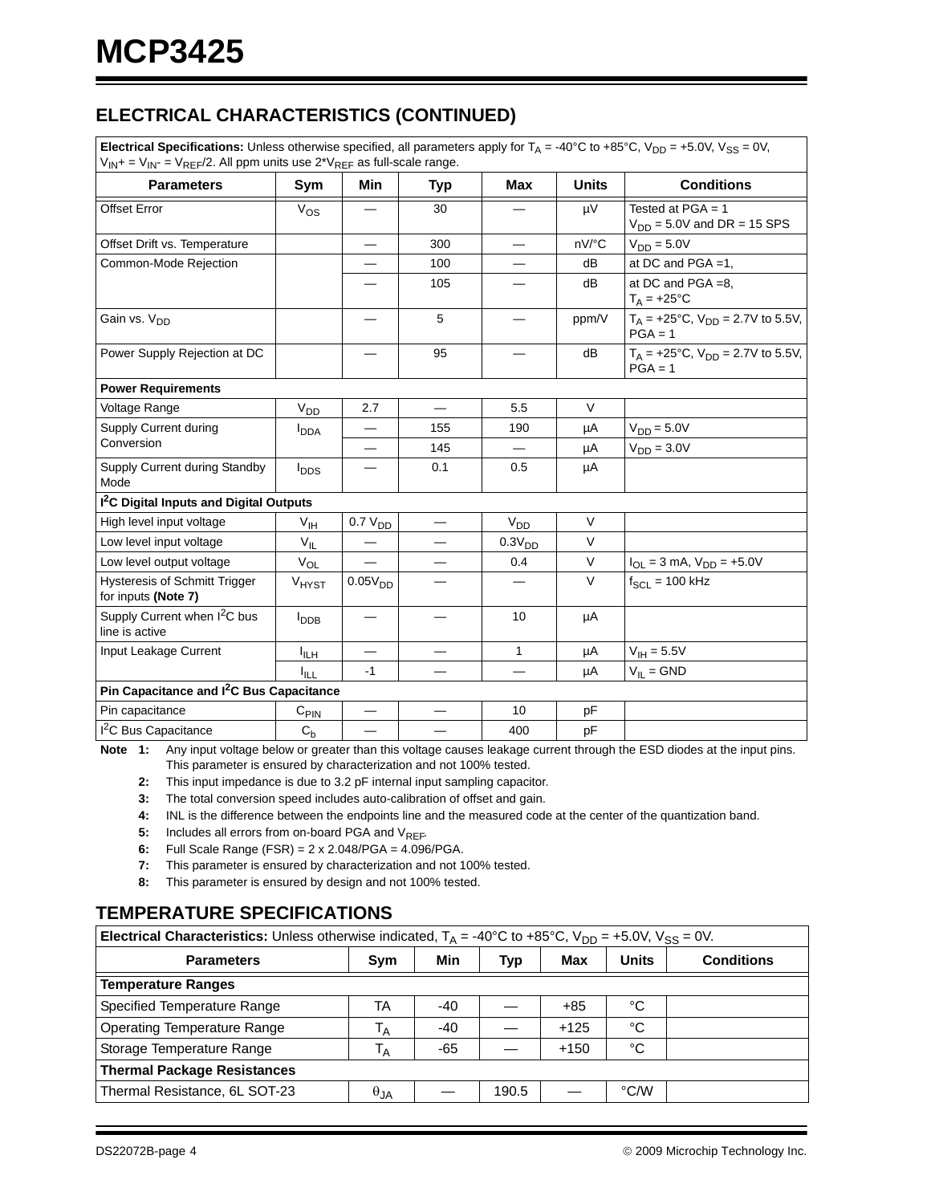## ELECTRICAL CHARACTERISTICS (CONTINUED)

| **Electrical Specifications:** Unless otherwise specified, all parameters apply for $T_A$ = -40°C to +85°C, $V_{DD}$ = +5.0V, $V_{SS}$ = 0V, $V_{IN}+ = V_{IN}- = V_{REF}/2$. All ppm units use $2*V_{REF}$ as full-scale range. | | | | | | |
|---|---|---|---|---|---|---|
| **Parameters** | **Sym** | **Min** | **Typ** | **Max** | **Units** | **Conditions** |
| Offset Error | $V_{OS}$ | — | 30 | — | µV | Tested at PGA = 1 $V_{DD}$ = 5.0V and DR = 15 SPS |
| Offset Drift vs. Temperature | | — | 300 | — | nV/°C | $V_{DD}$ = 5.0V |
| Common-Mode Rejection | | — | 100 | — | dB | at DC and PGA =1, |
| | | — | 105 | — | dB | at DC and PGA =8, $T_A$ = +25°C |
| Gain vs. $V_{DD}$ | | — | 5 | — | ppm/V | $T_A$ = +25°C, $V_{DD}$ = 2.7V to 5.5V, PGA = 1 |
| Power Supply Rejection at DC | | — | 95 | — | dB | $T_A$ = +25°C, $V_{DD}$ = 2.7V to 5.5V, PGA = 1 |
| **Power Requirements** | | | | | | |
| Voltage Range | $V_{DD}$ | 2.7 | — | 5.5 | V | |
| Supply Current during Conversion | $I_{DDA}$ | — | 155 | 190 | µA | $V_{DD}$ = 5.0V |
| | | — | 145 | — | µA | $V_{DD}$ = 3.0V |
| Supply Current during Standby Mode | $I_{DDS}$ | — | 0.1 | 0.5 | µA | |
| **I²C Digital Inputs and Digital Outputs** | | | | | | |
| High level input voltage | $V_{IH}$ | 0.7 $V_{DD}$ | — | $V_{DD}$ | V | |
| Low level input voltage | $V_{IL}$ | — | — | $0.3V_{DD}$ | V | |
| Low level output voltage | $V_{OL}$ | — | — | 0.4 | V | $I_{OL}$ = 3 mA, $V_{DD}$ = +5.0V |
| Hysteresis of Schmitt Trigger for inputs **(Note 7)** | $V_{HYST}$ | $0.05V_{DD}$ | — | — | V | $f_{SCL}$ = 100 kHz |
| Supply Current when I²C bus line is active | $I_{DDB}$ | — | — | 10 | µA | |
| Input Leakage Current | $I_{ILH}$ | — | — | 1 | µA | $V_{IH}$ = 5.5V |
| | $I_{ILL}$ | -1 | — | — | µA | $V_{IL}$ = GND |
| **Pin Capacitance and I²C Bus Capacitance** | | | | | | |
| Pin capacitance | $C_{PIN}$ | — | — | 10 | pF | |
| I²C Bus Capacitance | $C_b$ | — | — | 400 | pF | |

**Note 1:** Any input voltage below or greater than this voltage causes leakage current through the ESD diodes at the input pins. This parameter is ensured by characterization and not 100% tested.

**2:** This input impedance is due to 3.2 pF internal input sampling capacitor.

**3:** The total conversion speed includes auto-calibration of offset and gain.

**4:** INL is the difference between the endpoints line and the measured code at the center of the quantization band.

**5:** Includes all errors from on-board PGA and $V_{REF}$.

**6:** Full Scale Range (FSR) = 2 x 2.048/PGA = 4.096/PGA.

**7:** This parameter is ensured by characterization and not 100% tested.

**8:** This parameter is ensured by design and not 100% tested.

## TEMPERATURE SPECIFICATIONS

| **Electrical Characteristics:** Unless otherwise indicated, $T_A$ = -40°C to +85°C, $V_{DD}$ = +5.0V, $V_{SS}$ = 0V. | | | | | | |
|---|---|---|---|---|---|---|
| **Parameters** | **Sym** | **Min** | **Typ** | **Max** | **Units** | **Conditions** |
| **Temperature Ranges** | | | | | | |
| Specified Temperature Range | TA | -40 | — | +85 | °C | |
| Operating Temperature Range | $T_A$ | -40 | — | +125 | °C | |
| Storage Temperature Range | $T_A$ | -65 | — | +150 | °C | |
| **Thermal Package Resistances** | | | | | | |
| Thermal Resistance, 6L SOT-23 | $\theta_{JA}$ | — | 190.5 | — | °C/W | |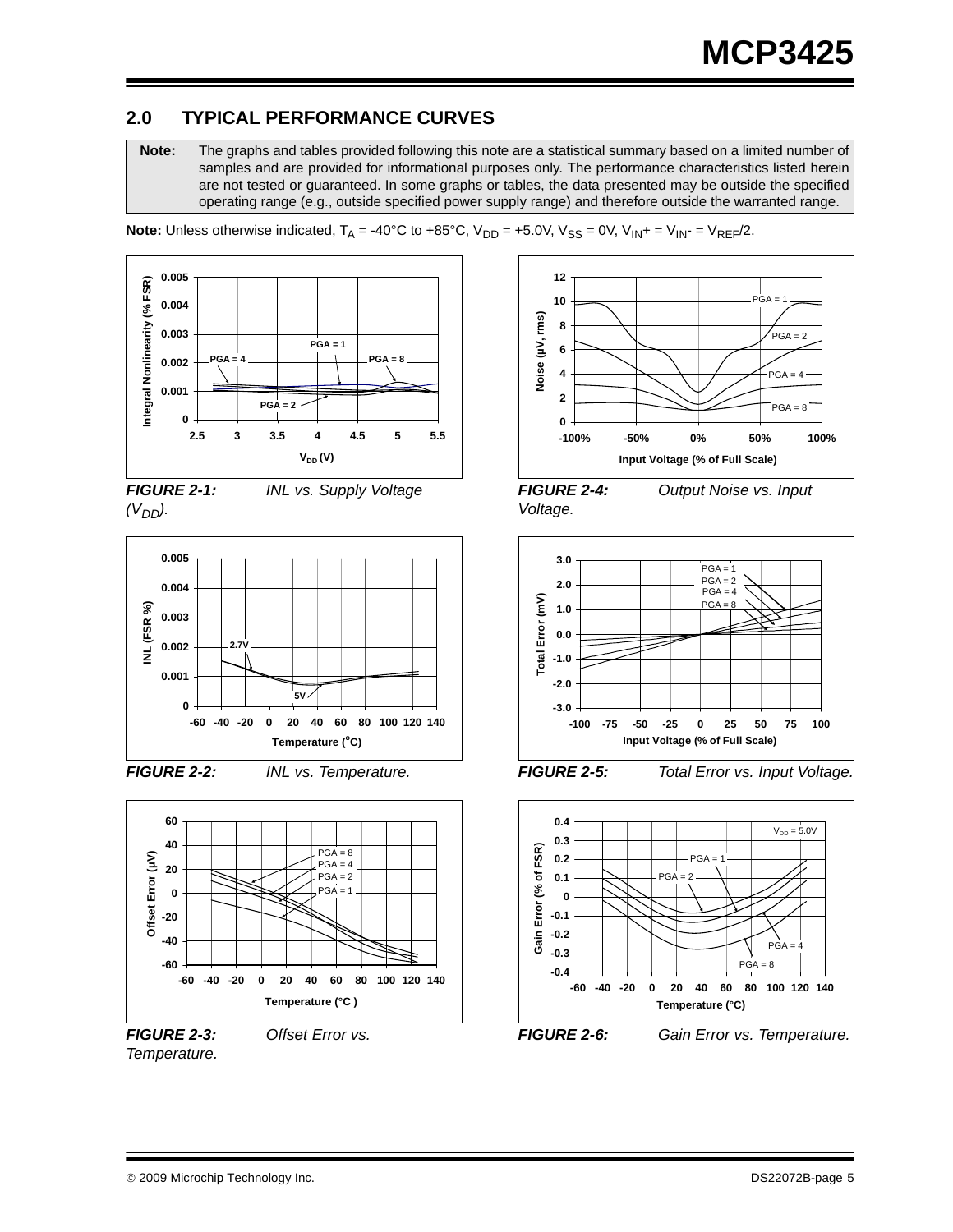## 2.0 TYPICAL PERFORMANCE CURVES

**Note:** The graphs and tables provided following this note are a statistical summary based on a limited number of samples and are provided for informational purposes only. The performance characteristics listed herein are not tested or guaranteed. In some graphs or tables, the data presented may be outside the specified operating range (e.g., outside specified power supply range) and therefore outside the warranted range.

**Note:** Unless otherwise indicated, $T_A$ = -40°C to +85°C, $V_{DD}$ = +5.0V, $V_{SS}$ = 0V, $V_{IN}$+ = $V_{IN}$- = $V_{REF}$/2.

Integral Nonlinearity (% FSR)
0.005
0.004
0.003
0.002
0.001
0
2.5 3 3.5 4 4.5 5 5.5
$V_{DD}$ (V)
PGA = 4
PGA = 1
PGA = 8
PGA = 2

***FIGURE 2-1:*** *INL vs. Supply Voltage ($V_{DD}$).*

INL (FSR %)
0.005
0.004
0.003
0.002
0.001
0
-60 -40 -20 0 20 40 60 80 100 120 140
Temperature (°C)
2.7V
5V

***FIGURE 2-2:*** *INL vs. Temperature.*

Offset Error (µV)
60
40
20
0
-20
-40
-60
-60 -40 -20 0 20 40 60 80 100 120 140
Temperature (°C )
PGA = 8
PGA = 4
PGA = 2
PGA = 1

***FIGURE 2-3:*** *Offset Error vs. Temperature.*

Noise (µV, rms)
12
10
8
6
4
2
0
-100% -50% 0% 50% 100%
Input Voltage (% of Full Scale)
PGA = 1
PGA = 2
PGA = 4
PGA = 8

***FIGURE 2-4:*** *Output Noise vs. Input Voltage.*

Total Error (mV)
3.0
2.0
1.0
0.0
-1.0
-2.0
-3.0
-100 -75 -50 -25 0 25 50 75 100
Input Voltage (% of Full Scale)
PGA = 1
PGA = 2
PGA = 4
PGA = 8

***FIGURE 2-5:*** *Total Error vs. Input Voltage.*

Gain Error (% of FSR)
0.4
0.3
0.2
0.1
0
-0.1
-0.2
-0.3
-0.4
-60 -40 -20 0 20 40 60 80 100 120 140
Temperature (°C)
$V_{DD}$ = 5.0V
PGA = 1
PGA = 2
PGA = 4
PGA = 8

***FIGURE 2-6:*** *Gain Error vs. Temperature.*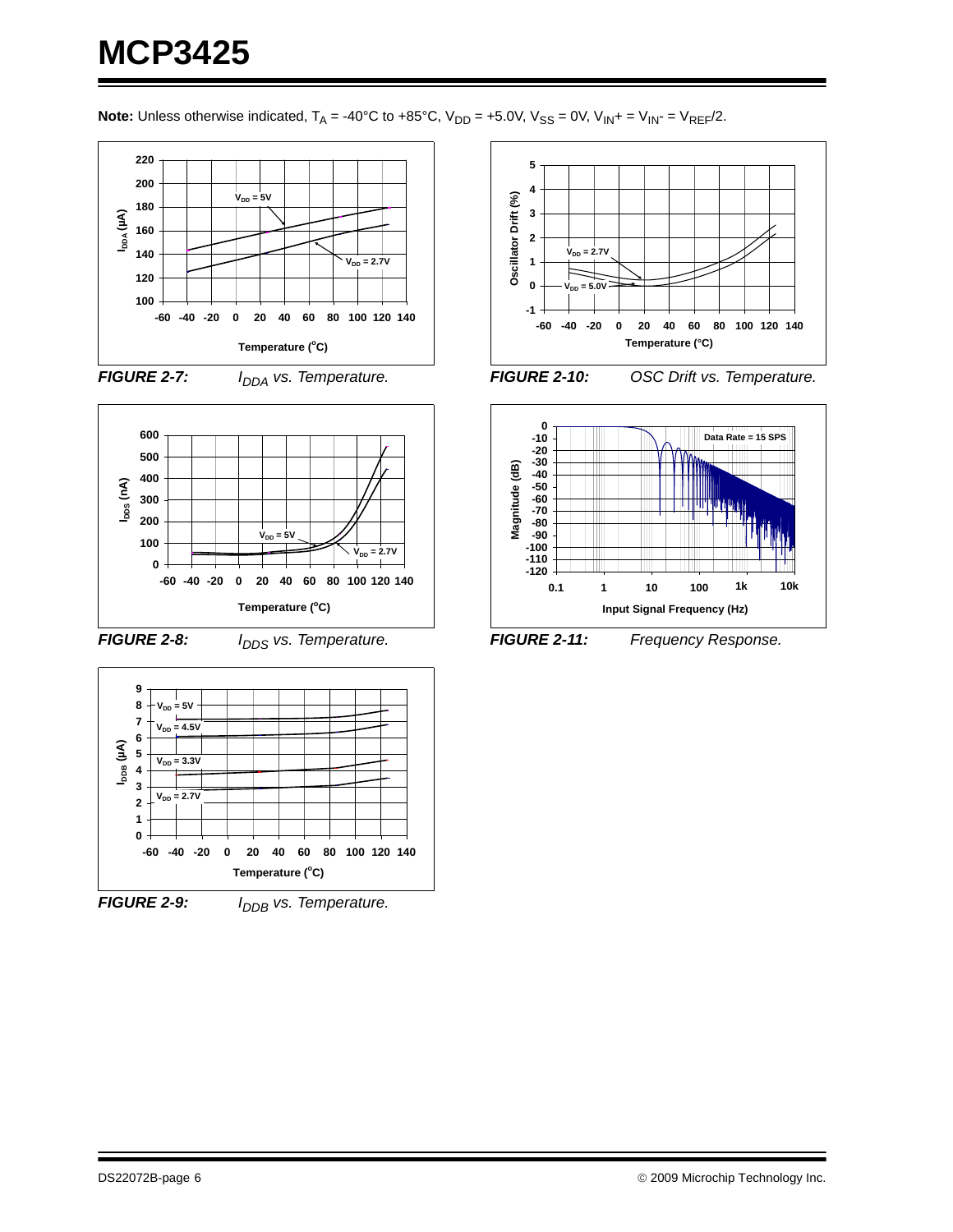**Note:** Unless otherwise indicated, $T_A$ = -40°C to +85°C, $V_{DD}$ = +5.0V, $V_{SS}$ = 0V, $V_{IN}$+ = $V_{IN}$- = $V_{REF}$/2.

220
200
180
160
140
120
100
$I_{DDA}$ (µA)
$V_{DD}$ = 5V
$V_{DD}$ = 2.7V
-60 -40 -20 0 20 40 60 80 100 120 140
Temperature (°C)

***FIGURE 2-7:*** *$I_{DDA}$ vs. Temperature.*

600
500
400
300
200
100
0
$I_{DDS}$ (nA)
$V_{DD}$ = 5V
$V_{DD}$ = 2.7V
-60 -40 -20 0 20 40 60 80 100 120 140
Temperature (°C)

***FIGURE 2-8:*** *$I_{DDS}$ vs. Temperature.*

9
8
7
6
5
4
3
2
1
0
$I_{DDB}$ (µA)
$V_{DD}$ = 5V
$V_{DD}$ = 4.5V
$V_{DD}$ = 3.3V
$V_{DD}$ = 2.7V
-60 -40 -20 0 20 40 60 80 100 120 140
Temperature (°C)

***FIGURE 2-9:*** *$I_{DDB}$ vs. Temperature.*

5
4
3
2
1
0
-1
Oscillator Drift (%)
$V_{DD}$ = 2.7V
$V_{DD}$ = 5.0V
-60 -40 -20 0 20 40 60 80 100 120 140
Temperature (°C)

***FIGURE 2-10:*** *OSC Drift vs. Temperature.*

0
-10
-20
-30
-40
-50
-60
-70
-80
-90
-100
-110
-120
Magnitude (dB)
Data Rate = 15 SPS
0.1 1 10 100 1k 10k
Input Signal Frequency (Hz)

***FIGURE 2-11:*** *Frequency Response.*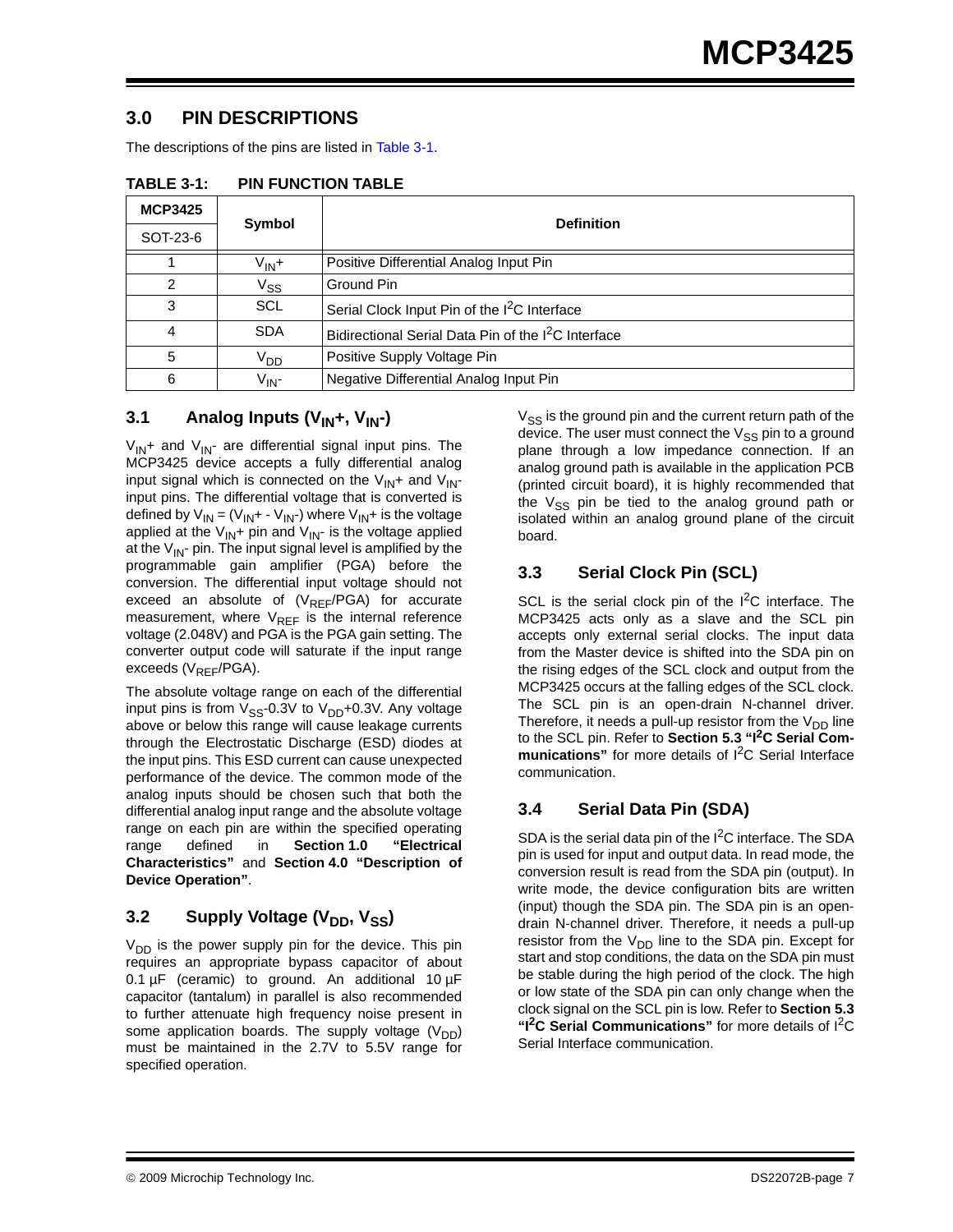## 3.0 PIN DESCRIPTIONS

The descriptions of the pins are listed in Table 3-1.

**TABLE 3-1: PIN FUNCTION TABLE**

| MCP3425 SOT-23-6 | Symbol | Definition |
|---|---|---|
| 1 | $V_{IN}+$ | Positive Differential Analog Input Pin |
| 2 | $V_{SS}$ | Ground Pin |
| 3 | SCL | Serial Clock Input Pin of the $I^2C$ Interface |
| 4 | SDA | Bidirectional Serial Data Pin of the $I^2C$ Interface |
| 5 | $V_{DD}$ | Positive Supply Voltage Pin |
| 6 | $V_{IN}-$ | Negative Differential Analog Input Pin |

### 3.1 Analog Inputs ($V_{IN}+$, $V_{IN}-$)

$V_{IN}+$ and $V_{IN}-$ are differential signal input pins. The MCP3425 device accepts a fully differential analog input signal which is connected on the $V_{IN}+$ and $V_{IN}-$ input pins. The differential voltage that is converted is defined by $V_{IN} = (V_{IN}+ - V_{IN}-)$ where $V_{IN}+$ is the voltage applied at the $V_{IN}+$ pin and $V_{IN}-$ is the voltage applied at the $V_{IN}-$ pin. The input signal level is amplified by the programmable gain amplifier (PGA) before the conversion. The differential input voltage should not exceed an absolute of ($V_{REF}$/PGA) for accurate measurement, where $V_{REF}$ is the internal reference voltage (2.048V) and PGA is the PGA gain setting. The converter output code will saturate if the input range exceeds ($V_{REF}$/PGA).

The absolute voltage range on each of the differential input pins is from $V_{SS}$-0.3V to $V_{DD}$+0.3V. Any voltage above or below this range will cause leakage currents through the Electrostatic Discharge (ESD) diodes at the input pins. This ESD current can cause unexpected performance of the device. The common mode of the analog inputs should be chosen such that both the differential analog input range and the absolute voltage range on each pin are within the specified operating range defined in **Section 1.0 "Electrical Characteristics"** and **Section 4.0 "Description of Device Operation"**.

### 3.2 Supply Voltage ($V_{DD}$, $V_{SS}$)

$V_{DD}$ is the power supply pin for the device. This pin requires an appropriate bypass capacitor of about 0.1 µF (ceramic) to ground. An additional 10 µF capacitor (tantalum) in parallel is also recommended to further attenuate high frequency noise present in some application boards. The supply voltage ($V_{DD}$) must be maintained in the 2.7V to 5.5V range for specified operation.

$V_{SS}$ is the ground pin and the current return path of the device. The user must connect the $V_{SS}$ pin to a ground plane through a low impedance connection. If an analog ground path is available in the application PCB (printed circuit board), it is highly recommended that the $V_{SS}$ pin be tied to the analog ground path or isolated within an analog ground plane of the circuit board.

### 3.3 Serial Clock Pin (SCL)

SCL is the serial clock pin of the $I^2C$ interface. The MCP3425 acts only as a slave and the SCL pin accepts only external serial clocks. The input data from the Master device is shifted into the SDA pin on the rising edges of the SCL clock and output from the MCP3425 occurs at the falling edges of the SCL clock. The SCL pin is an open-drain N-channel driver. Therefore, it needs a pull-up resistor from the $V_{DD}$ line to the SCL pin. Refer to **Section 5.3 "$I^2C$ Serial Communications"** for more details of $I^2C$ Serial Interface communication.

### 3.4 Serial Data Pin (SDA)

SDA is the serial data pin of the $I^2C$ interface. The SDA pin is used for input and output data. In read mode, the conversion result is read from the SDA pin (output). In write mode, the device configuration bits are written (input) though the SDA pin. The SDA pin is an open-drain N-channel driver. Therefore, it needs a pull-up resistor from the $V_{DD}$ line to the SDA pin. Except for start and stop conditions, the data on the SDA pin must be stable during the high period of the clock. The high or low state of the SDA pin can only change when the clock signal on the SCL pin is low. Refer to **Section 5.3 "$I^2C$ Serial Communications"** for more details of $I^2C$ Serial Interface communication.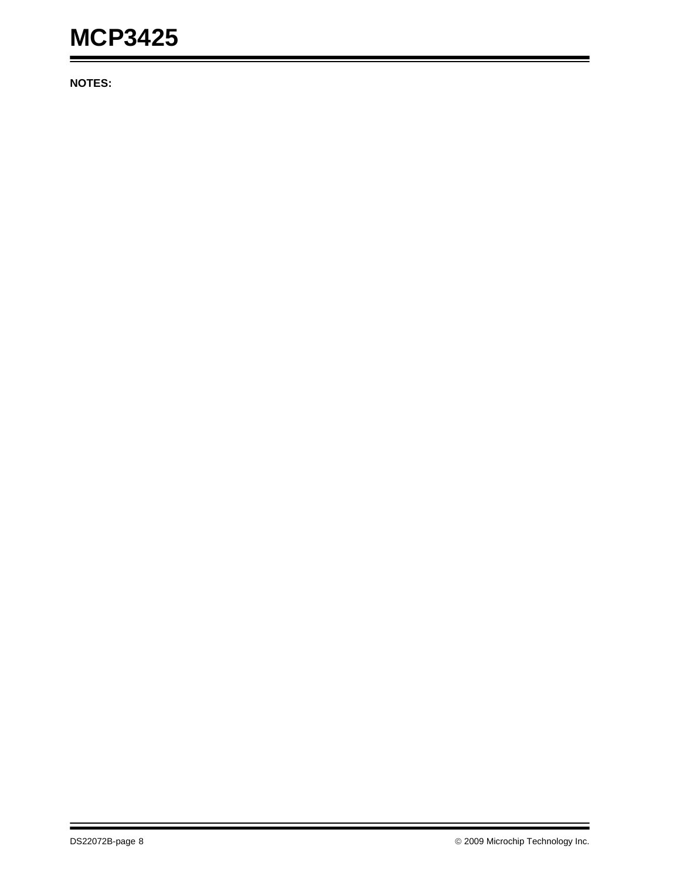**NOTES:**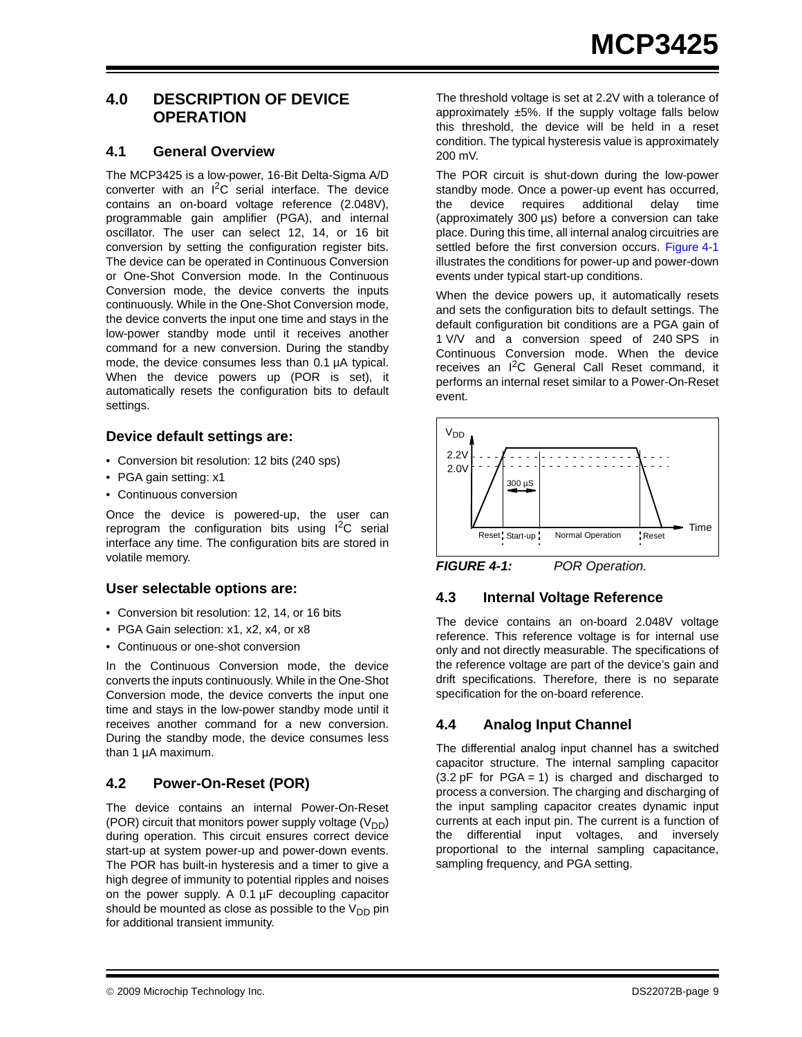# 4.0 DESCRIPTION OF DEVICE OPERATION

## 4.1 General Overview

The MCP3425 is a low-power, 16-Bit Delta-Sigma A/D converter with an I²C serial interface. The device contains an on-board voltage reference (2.048V), programmable gain amplifier (PGA), and internal oscillator. The user can select 12, 14, or 16 bit conversion by setting the configuration register bits. The device can be operated in Continuous Conversion or One-Shot Conversion mode. In the Continuous Conversion mode, the device converts the inputs continuously. While in the One-Shot Conversion mode, the device converts the input one time and stays in the low-power standby mode until it receives another command for a new conversion. During the standby mode, the device consumes less than 0.1 µA typical. When the device powers up (POR is set), it automatically resets the configuration bits to default settings.

### Device default settings are:

- Conversion bit resolution: 12 bits (240 sps)
- PGA gain setting: x1
- Continuous conversion

Once the device is powered-up, the user can reprogram the configuration bits using I²C serial interface any time. The configuration bits are stored in volatile memory.

### User selectable options are:

- Conversion bit resolution: 12, 14, or 16 bits
- PGA Gain selection: x1, x2, x4, or x8
- Continuous or one-shot conversion

In the Continuous Conversion mode, the device converts the inputs continuously. While in the One-Shot Conversion mode, the device converts the input one time and stays in the low-power standby mode until it receives another command for a new conversion. During the standby mode, the device consumes less than 1 µA maximum.

## 4.2 Power-On-Reset (POR)

The device contains an internal Power-On-Reset (POR) circuit that monitors power supply voltage ($V_{DD}$) during operation. This circuit ensures correct device start-up at system power-up and power-down events. The POR has built-in hysteresis and a timer to give a high degree of immunity to potential ripples and noises on the power supply. A 0.1 µF decoupling capacitor should be mounted as close as possible to the $V_{DD}$ pin for additional transient immunity.

The threshold voltage is set at 2.2V with a tolerance of approximately ±5%. If the supply voltage falls below this threshold, the device will be held in a reset condition. The typical hysteresis value is approximately 200 mV.

The POR circuit is shut-down during the low-power standby mode. Once a power-up event has occurred, the device requires additional delay time (approximately 300 µs) before a conversion can take place. During this time, all internal analog circuitries are settled before the first conversion occurs. Figure 4-1 illustrates the conditions for power-up and power-down events under typical start-up conditions.

When the device powers up, it automatically resets and sets the configuration bits to default settings. The default configuration bit conditions are a PGA gain of 1 V/V and a conversion speed of 240 SPS in Continuous Conversion mode. When the device receives an I²C General Call Reset command, it performs an internal reset similar to a Power-On-Reset event.

$V_{DD}$
2.2V
2.0V
300 µS
Reset
Start-up
Normal Operation
Reset
Time

*FIGURE 4-1: POR Operation.*

## 4.3 Internal Voltage Reference

The device contains an on-board 2.048V voltage reference. This reference voltage is for internal use only and not directly measurable. The specifications of the reference voltage are part of the device's gain and drift specifications. Therefore, there is no separate specification for the on-board reference.

## 4.4 Analog Input Channel

The differential analog input channel has a switched capacitor structure. The internal sampling capacitor (3.2 pF for PGA = 1) is charged and discharged to process a conversion. The charging and discharging of the input sampling capacitor creates dynamic input currents at each input pin. The current is a function of the differential input voltages, and inversely proportional to the internal sampling capacitance, sampling frequency, and PGA setting.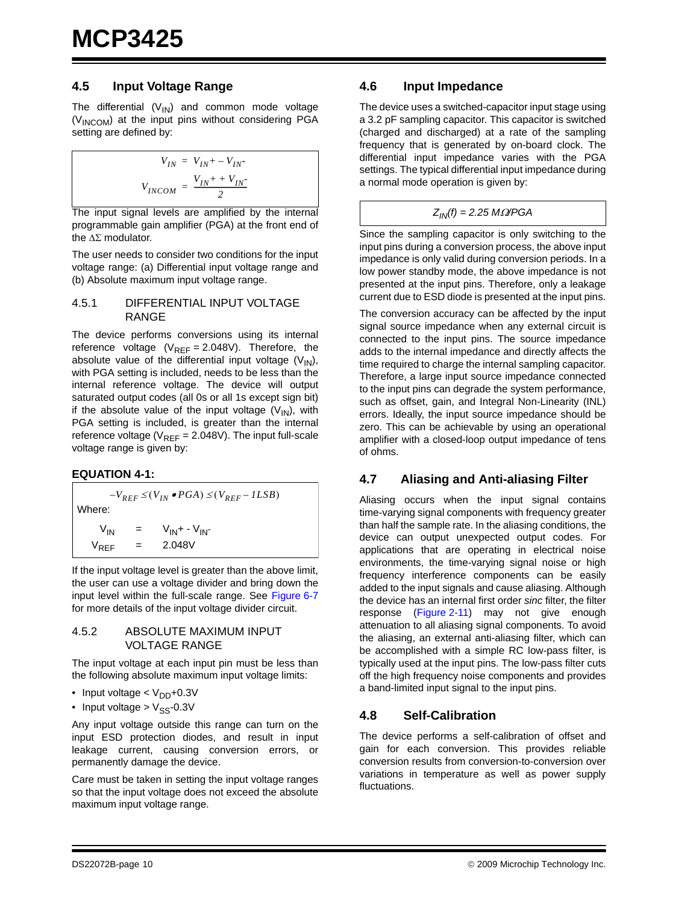## 4.5 Input Voltage Range

The differential ($V_{IN}$) and common mode voltage ($V_{INCOM}$) at the input pins without considering PGA setting are defined by:

$$V_{IN} = V_{IN}+ - V_{IN}-$$

$$V_{INCOM} = \frac{V_{IN}+ + V_{IN}-}{2}$$

The input signal levels are amplified by the internal programmable gain amplifier (PGA) at the front end of the ΔΣ modulator.

The user needs to consider two conditions for the input voltage range: (a) Differential input voltage range and (b) Absolute maximum input voltage range.

### 4.5.1 DIFFERENTIAL INPUT VOLTAGE RANGE

The device performs conversions using its internal reference voltage ($V_{REF}$ = 2.048V). Therefore, the absolute value of the differential input voltage ($V_{IN}$), with PGA setting is included, needs to be less than the internal reference voltage. The device will output saturated output codes (all 0s or all 1s except sign bit) if the absolute value of the input voltage ($V_{IN}$), with PGA setting is included, is greater than the internal reference voltage ($V_{REF}$ = 2.048V). The input full-scale voltage range is given by:

**EQUATION 4-1:**

$$-V_{REF} \leq (V_{IN} \bullet PGA) \leq (V_{REF} - 1LSB)$$

Where:

$V_{IN}$ = $V_{IN}+ - V_{IN}-$

$V_{REF}$ = 2.048V

If the input voltage level is greater than the above limit, the user can use a voltage divider and bring down the input level within the full-scale range. See Figure 6-7 for more details of the input voltage divider circuit.

### 4.5.2 ABSOLUTE MAXIMUM INPUT VOLTAGE RANGE

The input voltage at each input pin must be less than the following absolute maximum input voltage limits:

- Input voltage < $V_{DD}$+0.3V
- Input voltage > $V_{SS}$-0.3V

Any input voltage outside this range can turn on the input ESD protection diodes, and result in input leakage current, causing conversion errors, or permanently damage the device.

Care must be taken in setting the input voltage ranges so that the input voltage does not exceed the absolute maximum input voltage range.

## 4.6 Input Impedance

The device uses a switched-capacitor input stage using a 3.2 pF sampling capacitor. This capacitor is switched (charged and discharged) at a rate of the sampling frequency that is generated by on-board clock. The differential input impedance varies with the PGA settings. The typical differential input impedance during a normal mode operation is given by:

$$Z_{IN}(f) = 2.25\ M\Omega/PGA$$

Since the sampling capacitor is only switching to the input pins during a conversion process, the above input impedance is only valid during conversion periods. In a low power standby mode, the above impedance is not presented at the input pins. Therefore, only a leakage current due to ESD diode is presented at the input pins.

The conversion accuracy can be affected by the input signal source impedance when any external circuit is connected to the input pins. The source impedance adds to the internal impedance and directly affects the time required to charge the internal sampling capacitor. Therefore, a large input source impedance connected to the input pins can degrade the system performance, such as offset, gain, and Integral Non-Linearity (INL) errors. Ideally, the input source impedance should be zero. This can be achievable by using an operational amplifier with a closed-loop output impedance of tens of ohms.

## 4.7 Aliasing and Anti-aliasing Filter

Aliasing occurs when the input signal contains time-varying signal components with frequency greater than half the sample rate. In the aliasing conditions, the device can output unexpected output codes. For applications that are operating in electrical noise environments, the time-varying signal noise or high frequency interference components can be easily added to the input signals and cause aliasing. Although the device has an internal first order *sinc* filter, the filter response (Figure 2-11) may not give enough attenuation to all aliasing signal components. To avoid the aliasing, an external anti-aliasing filter, which can be accomplished with a simple RC low-pass filter, is typically used at the input pins. The low-pass filter cuts off the high frequency noise components and provides a band-limited input signal to the input pins.

## 4.8 Self-Calibration

The device performs a self-calibration of offset and gain for each conversion. This provides reliable conversion results from conversion-to-conversion over variations in temperature as well as power supply fluctuations.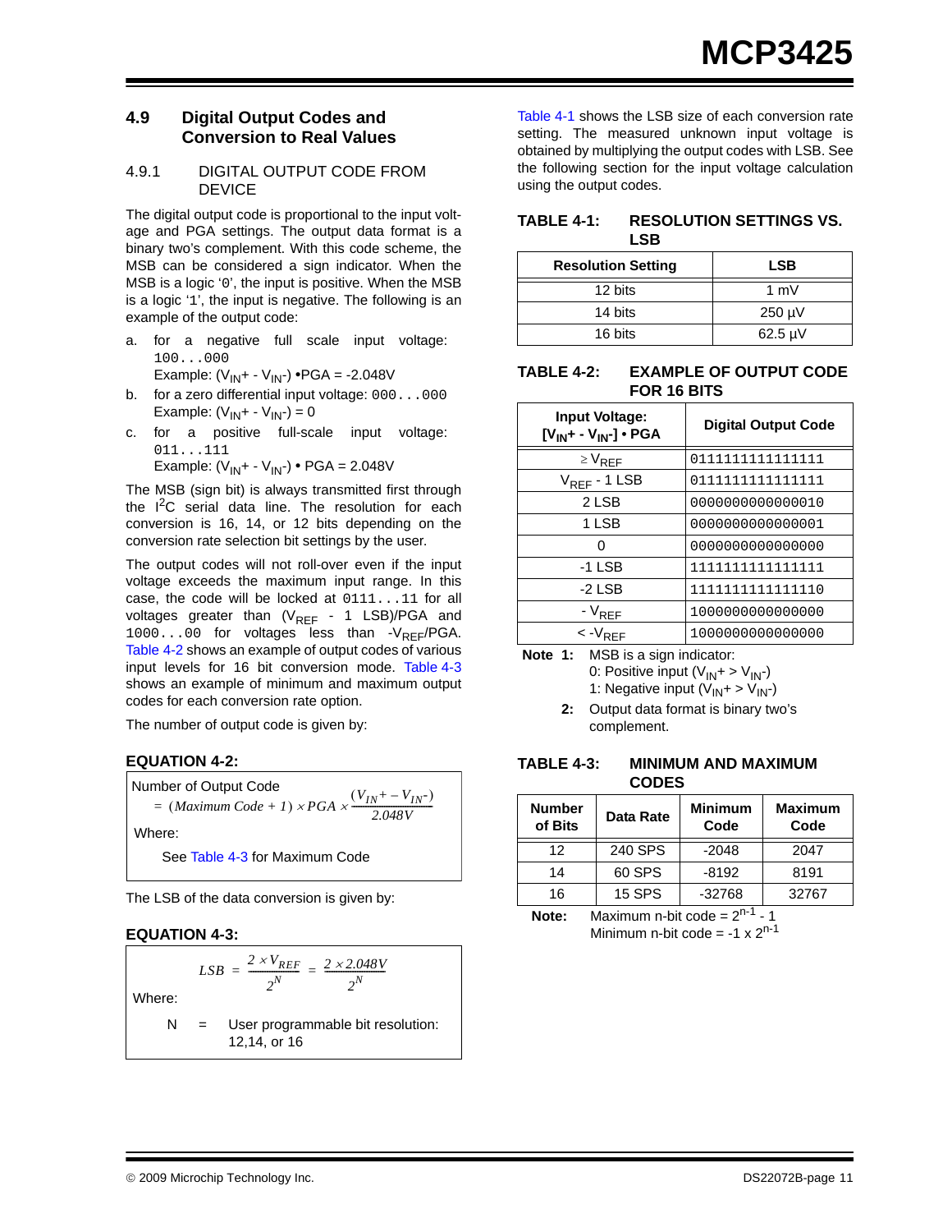## 4.9 Digital Output Codes and Conversion to Real Values

### 4.9.1 DIGITAL OUTPUT CODE FROM DEVICE

The digital output code is proportional to the input voltage and PGA settings. The output data format is a binary two's complement. With this code scheme, the MSB can be considered a sign indicator. When the MSB is a logic '0', the input is positive. When the MSB is a logic '1', the input is negative. The following is an example of the output code:

a. for a negative full scale input voltage: `100...000`
   Example: ($V_{IN}$+ - $V_{IN}$-) •PGA = -2.048V
b. for a zero differential input voltage: `000...000`
   Example: ($V_{IN}$+ - $V_{IN}$-) = 0
c. for a positive full-scale input voltage: `011...111`
   Example: ($V_{IN}$+ - $V_{IN}$-) • PGA = 2.048V

The MSB (sign bit) is always transmitted first through the I²C serial data line. The resolution for each conversion is 16, 14, or 12 bits depending on the conversion rate selection bit settings by the user.

The output codes will not roll-over even if the input voltage exceeds the maximum input range. In this case, the code will be locked at `0111...11` for all voltages greater than ($V_{REF}$ - 1 LSB)/PGA and `1000...00` for voltages less than -$V_{REF}$/PGA. Table 4-2 shows an example of output codes of various input levels for 16 bit conversion mode. Table 4-3 shows an example of minimum and maximum output codes for each conversion rate option.

The number of output code is given by:

**EQUATION 4-2:**

$$\text{Number of Output Code} = (Maximum\ Code + 1) \times PGA \times \frac{(V_{IN}+ - V_{IN}-)}{2.048V}$$

Where:

See Table 4-3 for Maximum Code

The LSB of the data conversion is given by:

**EQUATION 4-3:**

$$LSB = \frac{2 \times V_{REF}}{2^N} = \frac{2 \times 2.048V}{2^N}$$

Where:

N = User programmable bit resolution: 12,14, or 16

Table 4-1 shows the LSB size of each conversion rate setting. The measured unknown input voltage is obtained by multiplying the output codes with LSB. See the following section for the input voltage calculation using the output codes.

**TABLE 4-1: RESOLUTION SETTINGS VS. LSB**

| Resolution Setting | LSB |
|---|---|
| 12 bits | 1 mV |
| 14 bits | 250 µV |
| 16 bits | 62.5 µV |

**TABLE 4-2: EXAMPLE OF OUTPUT CODE FOR 16 BITS**

| Input Voltage: [$V_{IN}$+ - $V_{IN}$-] • PGA | Digital Output Code |
|---|---|
| ≥ $V_{REF}$ | `0111111111111111` |
| $V_{REF}$ - 1 LSB | `0111111111111111` |
| 2 LSB | `0000000000000010` |
| 1 LSB | `0000000000000001` |
| 0 | `0000000000000000` |
| -1 LSB | `1111111111111111` |
| -2 LSB | `1111111111111110` |
| - $V_{REF}$ | `1000000000000000` |
| < -$V_{REF}$ | `1000000000000000` |

**Note 1:** MSB is a sign indicator:
0: Positive input ($V_{IN}$+ > $V_{IN}$-)
1: Negative input ($V_{IN}$+ > $V_{IN}$-)

**2:** Output data format is binary two's complement.

**TABLE 4-3: MINIMUM AND MAXIMUM CODES**

| Number of Bits | Data Rate | Minimum Code | Maximum Code |
|---|---|---|---|
| 12 | 240 SPS | -2048 | 2047 |
| 14 | 60 SPS | -8192 | 8191 |
| 16 | 15 SPS | -32768 | 32767 |

**Note:** Maximum n-bit code = $2^{n-1}$ - 1
Minimum n-bit code = -1 x $2^{n-1}$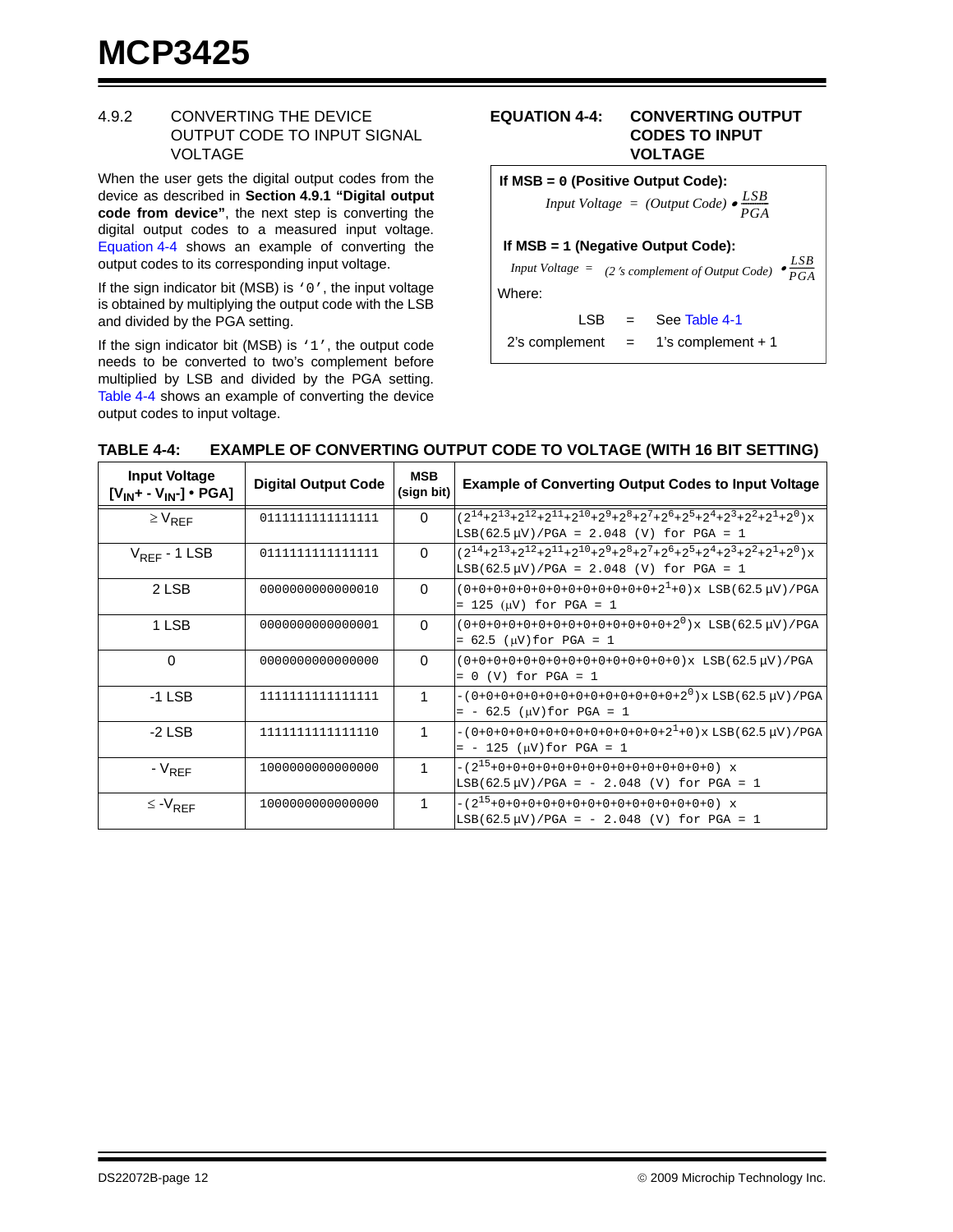#### 4.9.2 CONVERTING THE DEVICE OUTPUT CODE TO INPUT SIGNAL VOLTAGE

When the user gets the digital output codes from the device as described in **Section 4.9.1 "Digital output code from device"**, the next step is converting the digital output codes to a measured input voltage. Equation 4-4 shows an example of converting the output codes to its corresponding input voltage.

If the sign indicator bit (MSB) is '0', the input voltage is obtained by multiplying the output code with the LSB and divided by the PGA setting.

If the sign indicator bit (MSB) is '1', the output code needs to be converted to two's complement before multiplied by LSB and divided by the PGA setting. Table 4-4 shows an example of converting the device output codes to input voltage.

**EQUATION 4-4: CONVERTING OUTPUT CODES TO INPUT VOLTAGE**

**If MSB = 0 (Positive Output Code):**

$$Input\ Voltage = (Output\ Code) \bullet \frac{LSB}{PGA}$$

**If MSB = 1 (Negative Output Code):**

$$Input\ Voltage = (2\text{'s complement of Output Code}) \bullet \frac{LSB}{PGA}$$

Where:

| | | |
|---|---|---|
| LSB | = | See Table 4-1 |
| 2's complement | = | 1's complement + 1 |

**TABLE 4-4: EXAMPLE OF CONVERTING OUTPUT CODE TO VOLTAGE (WITH 16 BIT SETTING)**

| Input Voltage [$V_{IN}$+ - $V_{IN}$-] • PGA] | Digital Output Code | MSB (sign bit) | Example of Converting Output Codes to Input Voltage |
|---|---|---|---|
| $\geq V_{REF}$ | 0111111111111111 | 0 | $(2^{14}+2^{13}+2^{12}+2^{11}+2^{10}+2^{9}+2^{8}+2^{7}+2^{6}+2^{5}+2^{4}+2^{3}+2^{2}+2^{1}+2^{0})$ x LSB(62.5 µV)/PGA = 2.048 (V) for PGA = 1 |
| $V_{REF}$ - 1 LSB | 0111111111111111 | 0 | $(2^{14}+2^{13}+2^{12}+2^{11}+2^{10}+2^{9}+2^{8}+2^{7}+2^{6}+2^{5}+2^{4}+2^{3}+2^{2}+2^{1}+2^{0})$ x LSB(62.5 µV)/PGA = 2.048 (V) for PGA = 1 |
| 2 LSB | 0000000000000010 | 0 | $(0+0+0+0+0+0+0+0+0+0+0+0+0+2^{1}+0)$ x LSB(62.5 µV)/PGA = 125 (µV) for PGA = 1 |
| 1 LSB | 0000000000000001 | 0 | $(0+0+0+0+0+0+0+0+0+0+0+0+0+0+2^{0})$ x LSB(62.5 µV)/PGA = 62.5 (µV)for PGA = 1 |
| 0 | 0000000000000000 | 0 | (0+0+0+0+0+0+0+0+0+0+0+0+0+0+0+0) x LSB(62.5 µV)/PGA = 0 (V) for PGA = 1 |
| -1 LSB | 1111111111111111 | 1 | $-(0+0+0+0+0+0+0+0+0+0+0+0+0+0+0+2^{0})$ x LSB(62.5 µV)/PGA = - 62.5 (µV)for PGA = 1 |
| -2 LSB | 1111111111111110 | 1 | $-(0+0+0+0+0+0+0+0+0+0+0+0+0+0+2^{1}+0)$ x LSB(62.5 µV)/PGA = - 125 (µV)for PGA = 1 |
| - $V_{REF}$ | 1000000000000000 | 1 | $-(2^{15}+0+0+0+0+0+0+0+0+0+0+0+0+0+0+0)$ x LSB(62.5 µV)/PGA = - 2.048 (V) for PGA = 1 |
| $\leq -V_{REF}$ | 1000000000000000 | 1 | $-(2^{15}+0+0+0+0+0+0+0+0+0+0+0+0+0+0+0)$ x LSB(62.5 µV)/PGA = - 2.048 (V) for PGA = 1 |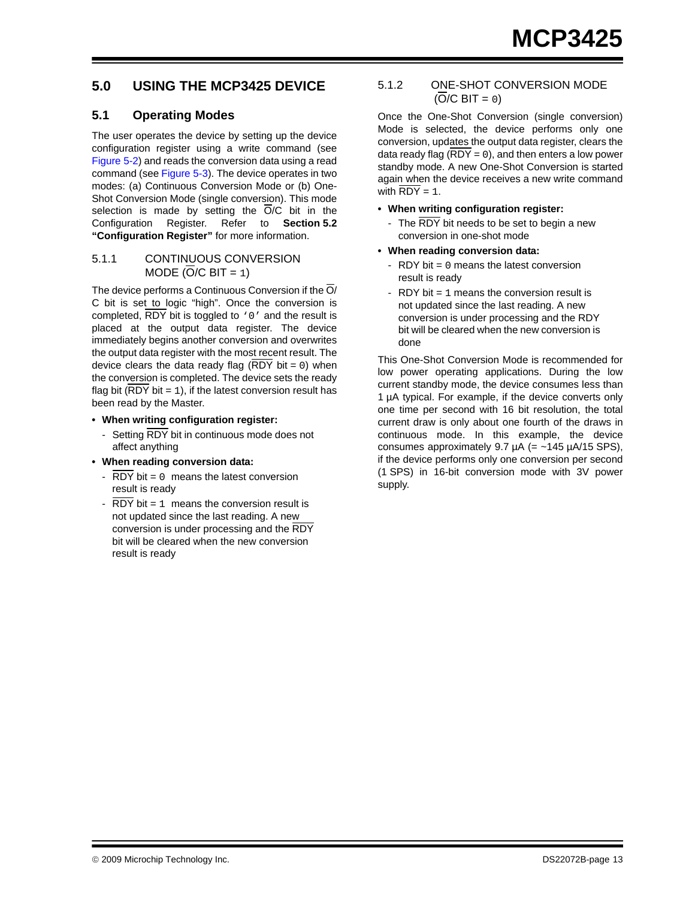## 5.0 USING THE MCP3425 DEVICE

### 5.1 Operating Modes

The user operates the device by setting up the device configuration register using a write command (see Figure 5-2) and reads the conversion data using a read command (see Figure 5-3). The device operates in two modes: (a) Continuous Conversion Mode or (b) One-Shot Conversion Mode (single conversion). This mode selection is made by setting the $\overline{O}$/C bit in the Configuration Register. Refer to **Section 5.2 "Configuration Register"** for more information.

#### 5.1.1 CONTINUOUS CONVERSION MODE ($\overline{O}$/C BIT = 1)

The device performs a Continuous Conversion if the $\overline{O}$/C bit is set to logic "high". Once the conversion is completed, $\overline{RDY}$ bit is toggled to '0' and the result is placed at the output data register. The device immediately begins another conversion and overwrites the output data register with the most recent result. The device clears the data ready flag ($\overline{RDY}$ bit = 0) when the conversion is completed. The device sets the ready flag bit ($\overline{RDY}$ bit = 1), if the latest conversion result has been read by the Master.

- **When writing configuration register:**
  - Setting $\overline{RDY}$ bit in continuous mode does not affect anything
- **When reading conversion data:**
  - $\overline{RDY}$ bit = 0 means the latest conversion result is ready
  - $\overline{RDY}$ bit = 1 means the conversion result is not updated since the last reading. A new conversion is under processing and the $\overline{RDY}$ bit will be cleared when the new conversion result is ready

#### 5.1.2 ONE-SHOT CONVERSION MODE ($\overline{O}$/C BIT = 0)

Once the One-Shot Conversion (single conversion) Mode is selected, the device performs only one conversion, updates the output data register, clears the data ready flag ($\overline{RDY}$ = 0), and then enters a low power standby mode. A new One-Shot Conversion is started again when the device receives a new write command with $\overline{RDY}$ = 1.

- **When writing configuration register:**
  - The $\overline{RDY}$ bit needs to be set to begin a new conversion in one-shot mode
- **When reading conversion data:**
  - RDY bit = 0 means the latest conversion result is ready
  - RDY bit = 1 means the conversion result is not updated since the last reading. A new conversion is under processing and the RDY bit will be cleared when the new conversion is done

This One-Shot Conversion Mode is recommended for low power operating applications. During the low current standby mode, the device consumes less than 1 µA typical. For example, if the device converts only one time per second with 16 bit resolution, the total current draw is only about one fourth of the draws in continuous mode. In this example, the device consumes approximately 9.7 µA (= ~145 µA/15 SPS), if the device performs only one conversion per second (1 SPS) in 16-bit conversion mode with 3V power supply.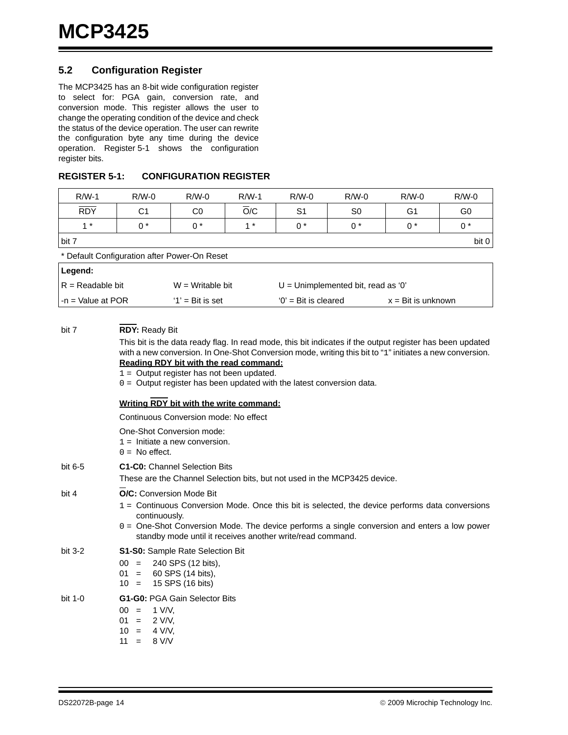## 5.2 Configuration Register

The MCP3425 has an 8-bit wide configuration register to select for: PGA gain, conversion rate, and conversion mode. This register allows the user to change the operating condition of the device and check the status of the device operation. The user can rewrite the configuration byte any time during the device operation. Register 5-1 shows the configuration register bits.

**REGISTER 5-1: CONFIGURATION REGISTER**

| | | | | | | | |
|---|---|---|---|---|---|---|---|
| R/W-1 | R/W-0 | R/W-0 | R/W-1 | R/W-0 | R/W-0 | R/W-0 | R/W-0 |
| $\overline{RDY}$ | C1 | C0 | $\overline{O}$/C | S1 | S0 | G1 | G0 |
| 1 * | 0 * | 0 * | 1 * | 0 * | 0 * | 0 * | 0 * |
| bit 7 | | | | | | | bit 0 |

\* Default Configuration after Power-On Reset

| Legend: | | | |
|---|---|---|---|
| R = Readable bit | W = Writable bit | U = Unimplemented bit, read as ‘0’ | |
| -n = Value at POR | ‘1’ = Bit is set | ‘0’ = Bit is cleared | x = Bit is unknown |

bit 7 **$\overline{RDY}$:** Ready Bit

This bit is the data ready flag. In read mode, this bit indicates if the output register has been updated with a new conversion. In One-Shot Conversion mode, writing this bit to “1” initiates a new conversion.

**Reading $\overline{RDY}$ bit with the read command:**

1 = Output register has not been updated.
0 = Output register has been updated with the latest conversion data.

**Writing $\overline{RDY}$ bit with the write command:**

Continuous Conversion mode: No effect

One-Shot Conversion mode:
1 = Initiate a new conversion.
0 = No effect.

bit 6-5 **C1-C0:** Channel Selection Bits

These are the Channel Selection bits, but not used in the MCP3425 device.

bit 4 **$\overline{O}$/C:** Conversion Mode Bit

1 = Continuous Conversion Mode. Once this bit is selected, the device performs data conversions continuously.
0 = One-Shot Conversion Mode. The device performs a single conversion and enters a low power standby mode until it receives another write/read command.

bit 3-2 **S1-S0:** Sample Rate Selection Bit

00 = 240 SPS (12 bits),
01 = 60 SPS (14 bits),
10 = 15 SPS (16 bits)

bit 1-0 **G1-G0:** PGA Gain Selector Bits

00 = 1 V/V,
01 = 2 V/V,
10 = 4 V/V,
11 = 8 V/V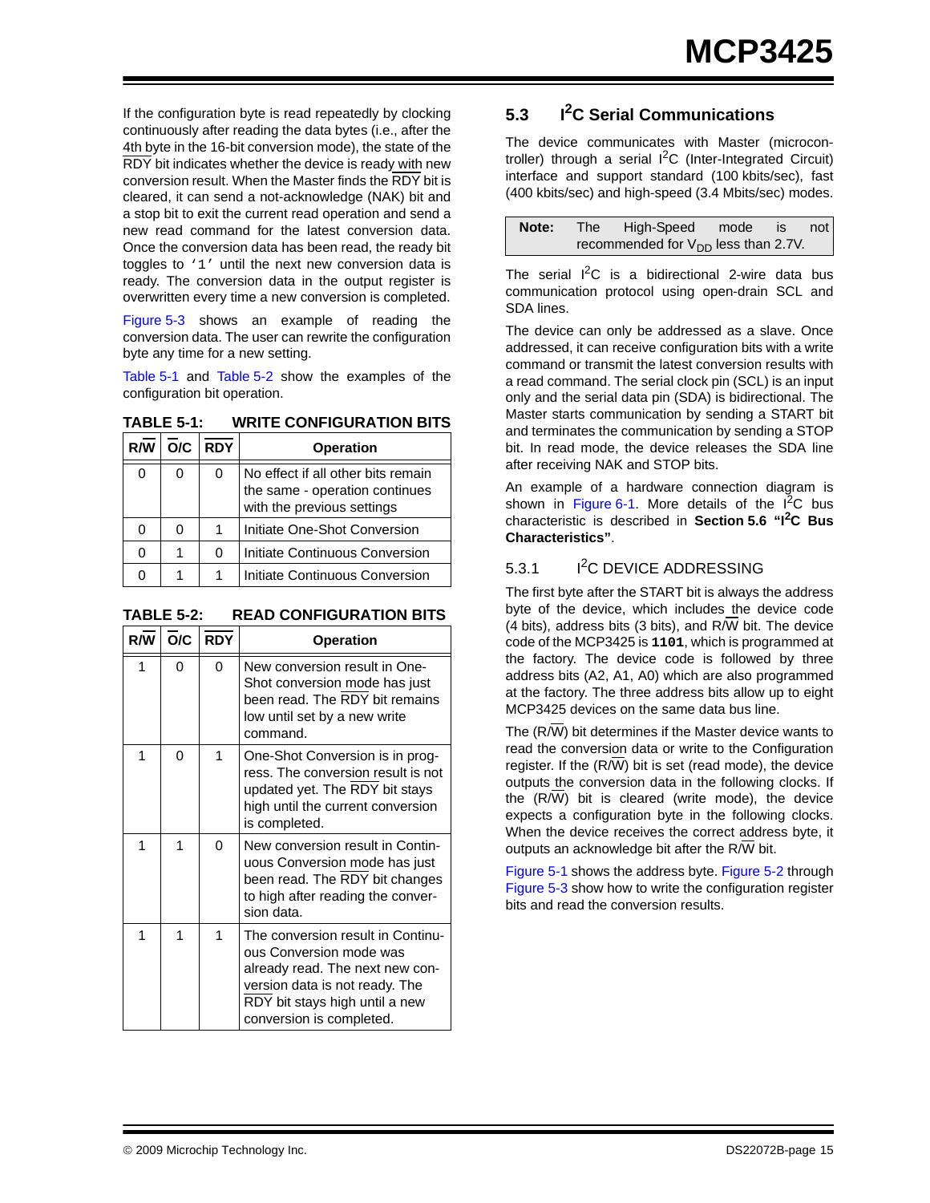If the configuration byte is read repeatedly by clocking continuously after reading the data bytes (i.e., after the 4th byte in the 16-bit conversion mode), the state of the RDY bit indicates whether the device is ready with new conversion result. When the Master finds the RDY bit is cleared, it can send a not-acknowledge (NAK) bit and a stop bit to exit the current read operation and send a new read command for the latest conversion data. Once the conversion data has been read, the ready bit toggles to `'1'` until the next new conversion data is ready. The conversion data in the output register is overwritten every time a new conversion is completed.

Figure 5-3 shows an example of reading the conversion data. The user can rewrite the configuration byte any time for a new setting.

Table 5-1 and Table 5-2 show the examples of the configuration bit operation.

**TABLE 5-1: WRITE CONFIGURATION BITS**

| R/W | O/C | RDY | Operation |
|---|---|---|---|
| 0 | 0 | 0 | No effect if all other bits remain the same - operation continues with the previous settings |
| 0 | 0 | 1 | Initiate One-Shot Conversion |
| 0 | 1 | 0 | Initiate Continuous Conversion |
| 0 | 1 | 1 | Initiate Continuous Conversion |

**TABLE 5-2: READ CONFIGURATION BITS**

| R/W | O/C | RDY | Operation |
|---|---|---|---|
| 1 | 0 | 0 | New conversion result in One-Shot conversion mode has just been read. The RDY bit remains low until set by a new write command. |
| 1 | 0 | 1 | One-Shot Conversion is in progress. The conversion result is not updated yet. The RDY bit stays high until the current conversion is completed. |
| 1 | 1 | 0 | New conversion result in Continuous Conversion mode has just been read. The RDY bit changes to high after reading the conversion data. |
| 1 | 1 | 1 | The conversion result in Continuous Conversion mode was already read. The next new conversion data is not ready. The RDY bit stays high until a new conversion is completed. |

## 5.3 I²C Serial Communications

The device communicates with Master (microcontroller) through a serial I²C (Inter-Integrated Circuit) interface and support standard (100 kbits/sec), fast (400 kbits/sec) and high-speed (3.4 Mbits/sec) modes.

> **Note:** The High-Speed mode is not recommended for $V_{DD}$ less than 2.7V.

The serial I²C is a bidirectional 2-wire data bus communication protocol using open-drain SCL and SDA lines.

The device can only be addressed as a slave. Once addressed, it can receive configuration bits with a write command or transmit the latest conversion results with a read command. The serial clock pin (SCL) is an input only and the serial data pin (SDA) is bidirectional. The Master starts communication by sending a START bit and terminates the communication by sending a STOP bit. In read mode, the device releases the SDA line after receiving NAK and STOP bits.

An example of a hardware connection diagram is shown in Figure 6-1. More details of the I²C bus characteristic is described in **Section 5.6 "I²C Bus Characteristics"**.

### 5.3.1 I²C DEVICE ADDRESSING

The first byte after the START bit is always the address byte of the device, which includes the device code (4 bits), address bits (3 bits), and R/W bit. The device code of the MCP3425 is **`1101`**, which is programmed at the factory. The device code is followed by three address bits (A2, A1, A0) which are also programmed at the factory. The three address bits allow up to eight MCP3425 devices on the same data bus line.

The (R/W) bit determines if the Master device wants to read the conversion data or write to the Configuration register. If the (R/W) bit is set (read mode), the device outputs the conversion data in the following clocks. If the (R/W) bit is cleared (write mode), the device expects a configuration byte in the following clocks. When the device receives the correct address byte, it outputs an acknowledge bit after the R/W bit.

Figure 5-1 shows the address byte. Figure 5-2 through Figure 5-3 show how to write the configuration register bits and read the conversion results.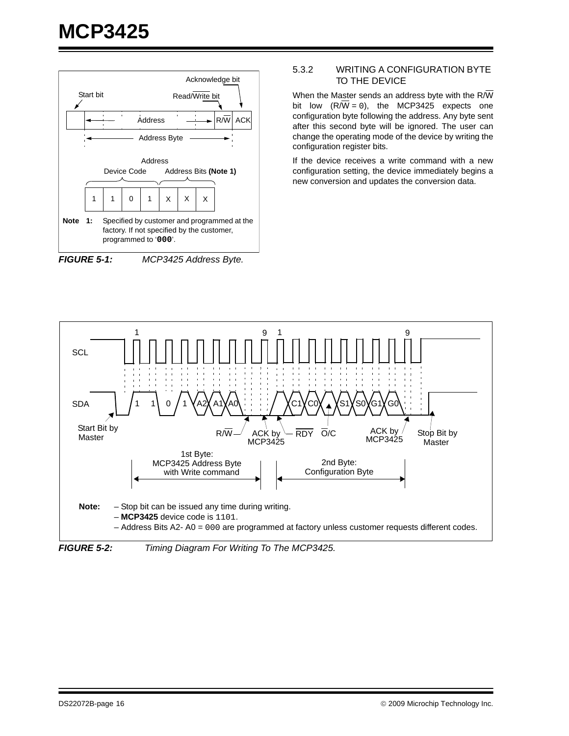### 5.3.2 WRITING A CONFIGURATION BYTE TO THE DEVICE

When the Master sends an address byte with the R/$\overline{W}$ bit low (R/$\overline{W}$ = 0), the MCP3425 expects one configuration byte following the address. Any byte sent after this second byte will be ignored. The user can change the operating mode of the device by writing the configuration register bits.

If the device receives a write command with a new configuration setting, the device immediately begins a new conversion and updates the conversion data.

Acknowledge bit
Start bit
Read/$\overline{Write}$ bit
Address
R/$\overline{W}$
ACK
Address Byte
Address
Device Code
Address Bits **(Note 1)**
1 1 0 1 X X X

**Note 1:** Specified by customer and programmed at the factory. If not specified by the customer, programmed to '**000**'.

***FIGURE 5-1:*** *MCP3425 Address Byte.*

1
9
1
9
SCL
SDA
1 1 0 1 A2 A1 A0
C1 C0 S1 S0 G1 G0
Start Bit by Master
R/$\overline{W}$
ACK by MCP3425
$\overline{RDY}$
$\overline{O}$/C
ACK by MCP3425
Stop Bit by Master
1st Byte: MCP3425 Address Byte with Write command
2nd Byte: Configuration Byte

**Note:**
– Stop bit can be issued any time during writing.
– **MCP3425** device code is 1101.
– Address Bits A2- A0 = 000 are programmed at factory unless customer requests different codes.

***FIGURE 5-2:*** *Timing Diagram For Writing To The MCP3425.*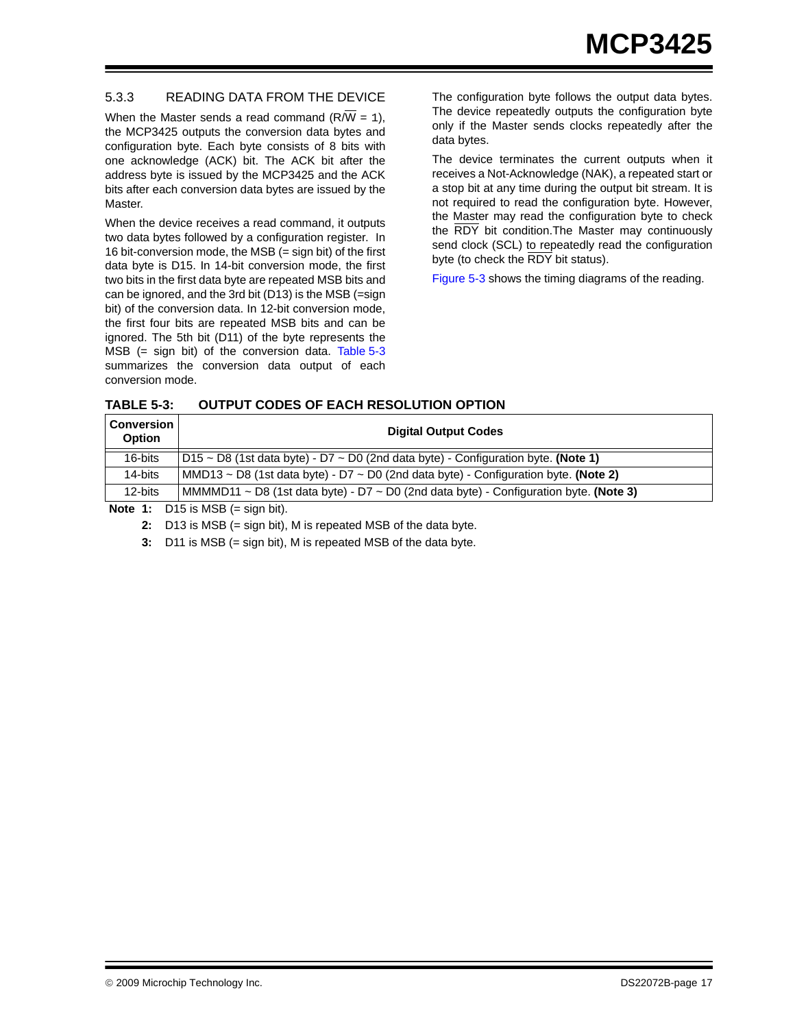### 5.3.3 READING DATA FROM THE DEVICE

When the Master sends a read command (R/$\overline{W}$ = 1), the MCP3425 outputs the conversion data bytes and configuration byte. Each byte consists of 8 bits with one acknowledge (ACK) bit. The ACK bit after the address byte is issued by the MCP3425 and the ACK bits after each conversion data bytes are issued by the Master.

When the device receives a read command, it outputs two data bytes followed by a configuration register. In 16 bit-conversion mode, the MSB (= sign bit) of the first data byte is D15. In 14-bit conversion mode, the first two bits in the first data byte are repeated MSB bits and can be ignored, and the 3rd bit (D13) is the MSB (=sign bit) of the conversion data. In 12-bit conversion mode, the first four bits are repeated MSB bits and can be ignored. The 5th bit (D11) of the byte represents the MSB (= sign bit) of the conversion data. Table 5-3 summarizes the conversion data output of each conversion mode.

The configuration byte follows the output data bytes. The device repeatedly outputs the configuration byte only if the Master sends clocks repeatedly after the data bytes.

The device terminates the current outputs when it receives a Not-Acknowledge (NAK), a repeated start or a stop bit at any time during the output bit stream. It is not required to read the configuration byte. However, the Master may read the configuration byte to check the $\overline{RDY}$ bit condition.The Master may continuously send clock (SCL) to repeatedly read the configuration byte (to check the $\overline{RDY}$ bit status).

Figure 5-3 shows the timing diagrams of the reading.

**TABLE 5-3: OUTPUT CODES OF EACH RESOLUTION OPTION**

| Conversion Option | Digital Output Codes |
|---|---|
| 16-bits | D15 ~ D8 (1st data byte) - D7 ~ D0 (2nd data byte) - Configuration byte. **(Note 1)** |
| 14-bits | MMD13 ~ D8 (1st data byte) - D7 ~ D0 (2nd data byte) - Configuration byte. **(Note 2)** |
| 12-bits | MMMMD11 ~ D8 (1st data byte) - D7 ~ D0 (2nd data byte) - Configuration byte. **(Note 3)** |

**Note 1:** D15 is MSB (= sign bit).

**2:** D13 is MSB (= sign bit), M is repeated MSB of the data byte.

**3:** D11 is MSB (= sign bit), M is repeated MSB of the data byte.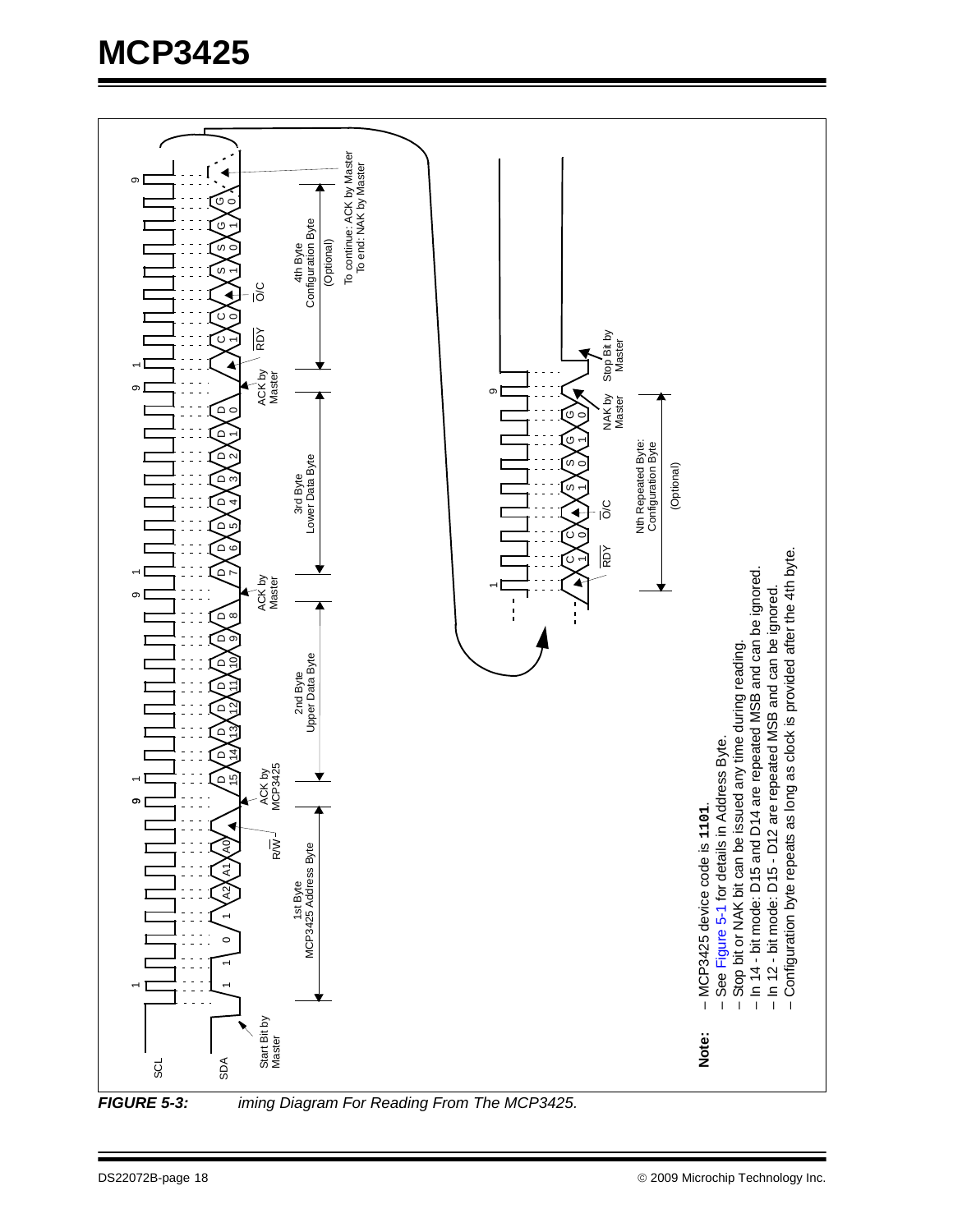SCL

SDA

Start Bit by Master

1 1 0 1 A2 A1 A0

R/W

1st Byte MCP3425 Address Byte

9

ACK by MCP3425

1

D15 D14 D13 D12 D11 D10 D9 D8

2nd Byte Upper Data Byte

9

ACK by Master

1

D7 D6 D5 D4 D3 D2 D1 D0

3rd Byte Lower Data Byte

9

ACK by Master

1

C1 C0 S1 S0 G1 G0

RDY

O/C

4th Byte Configuration Byte

(Optional)

To continue: ACK by Master
To end: NAK by Master

9

1

C1 C0 S1 S0 G1 G0

RDY

O/C

Nth Repeated Byte: Configuration Byte

(Optional)

9

NAK by Master

Stop Bit by Master

**Note:**
- MCP3425 device code is **1101**.
- See Figure 5-1 for details in Address Byte.
- Stop bit or NAK bit can be issued any time during reading.
- In 14 - bit mode: D15 and D14 are repeated MSB and can be ignored.
- In 12 - bit mode: D15 - D12 are repeated MSB and can be ignored.
- Configuration byte repeats as long as clock is provided after the 4th byte.

***FIGURE 5-3:*** *iming Diagram For Reading From The MCP3425.*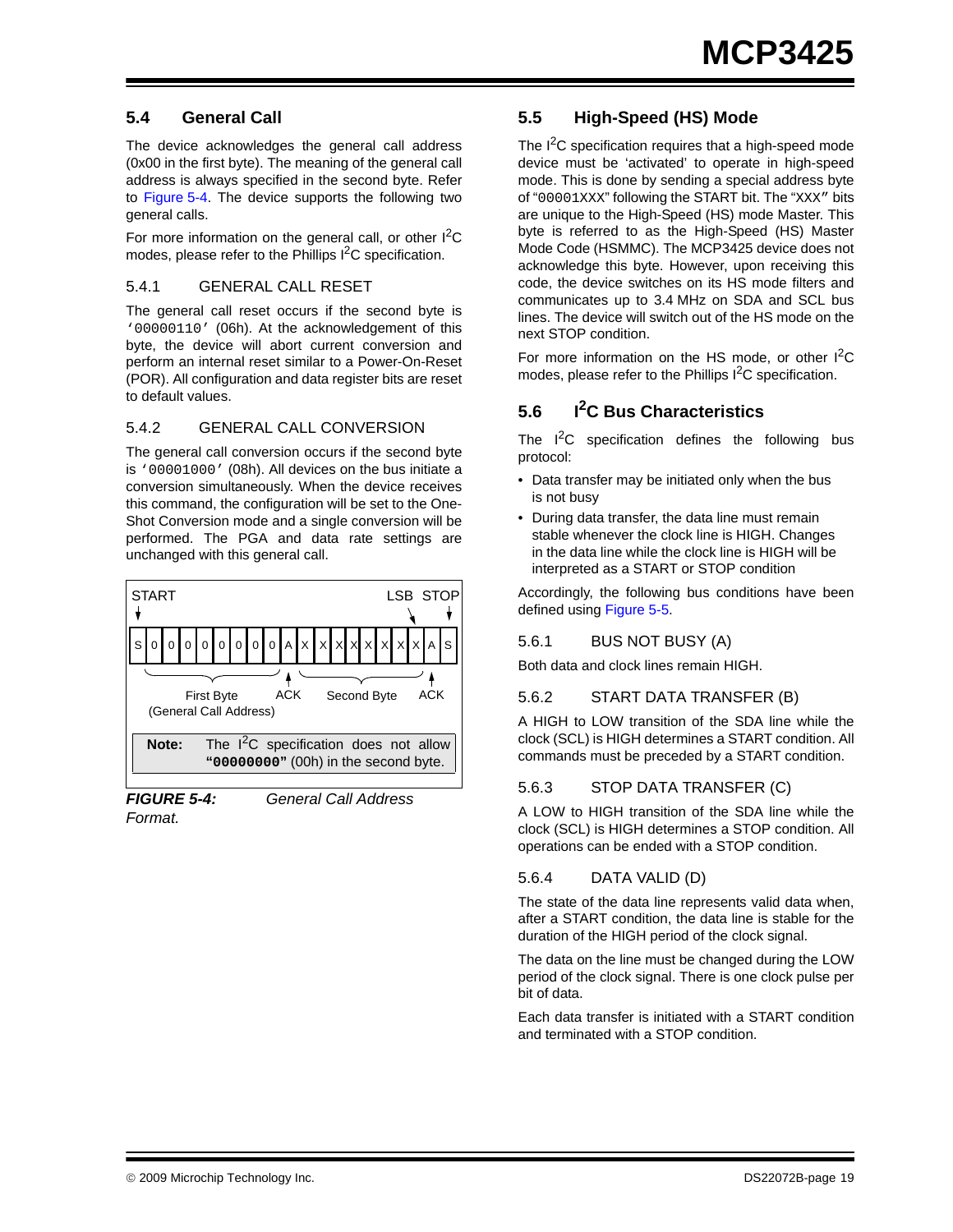## 5.4 General Call

The device acknowledges the general call address (0x00 in the first byte). The meaning of the general call address is always specified in the second byte. Refer to Figure 5-4. The device supports the following two general calls.

For more information on the general call, or other $I^2C$ modes, please refer to the Phillips $I^2C$ specification.

### 5.4.1 GENERAL CALL RESET

The general call reset occurs if the second byte is `'00000110'` (06h). At the acknowledgement of this byte, the device will abort current conversion and perform an internal reset similar to a Power-On-Reset (POR). All configuration and data register bits are reset to default values.

### 5.4.2 GENERAL CALL CONVERSION

The general call conversion occurs if the second byte is `'00001000'` (08h). All devices on the bus initiate a conversion simultaneously. When the device receives this command, the configuration will be set to the One-Shot Conversion mode and a single conversion will be performed. The PGA and data rate settings are unchanged with this general call.

START LSB STOP

S 0 0 0 0 0 0 0 0 A X X X X X X X X A S

First Byte (General Call Address) ACK Second Byte ACK

> **Note:** The $I^2C$ specification does not allow **"00000000"** (00h) in the second byte.

*FIGURE 5-4: General Call Address Format.*

## 5.5 High-Speed (HS) Mode

The $I^2C$ specification requires that a high-speed mode device must be 'activated' to operate in high-speed mode. This is done by sending a special address byte of "`00001XXX`" following the START bit. The "`XXX`" bits are unique to the High-Speed (HS) mode Master. This byte is referred to as the High-Speed (HS) Master Mode Code (HSMMC). The MCP3425 device does not acknowledge this byte. However, upon receiving this code, the device switches on its HS mode filters and communicates up to 3.4 MHz on SDA and SCL bus lines. The device will switch out of the HS mode on the next STOP condition.

For more information on the HS mode, or other $I^2C$ modes, please refer to the Phillips $I^2C$ specification.

## 5.6 $I^2C$ Bus Characteristics

The $I^2C$ specification defines the following bus protocol:

- Data transfer may be initiated only when the bus is not busy
- During data transfer, the data line must remain stable whenever the clock line is HIGH. Changes in the data line while the clock line is HIGH will be interpreted as a START or STOP condition

Accordingly, the following bus conditions have been defined using Figure 5-5.

### 5.6.1 BUS NOT BUSY (A)

Both data and clock lines remain HIGH.

### 5.6.2 START DATA TRANSFER (B)

A HIGH to LOW transition of the SDA line while the clock (SCL) is HIGH determines a START condition. All commands must be preceded by a START condition.

### 5.6.3 STOP DATA TRANSFER (C)

A LOW to HIGH transition of the SDA line while the clock (SCL) is HIGH determines a STOP condition. All operations can be ended with a STOP condition.

### 5.6.4 DATA VALID (D)

The state of the data line represents valid data when, after a START condition, the data line is stable for the duration of the HIGH period of the clock signal.

The data on the line must be changed during the LOW period of the clock signal. There is one clock pulse per bit of data.

Each data transfer is initiated with a START condition and terminated with a STOP condition.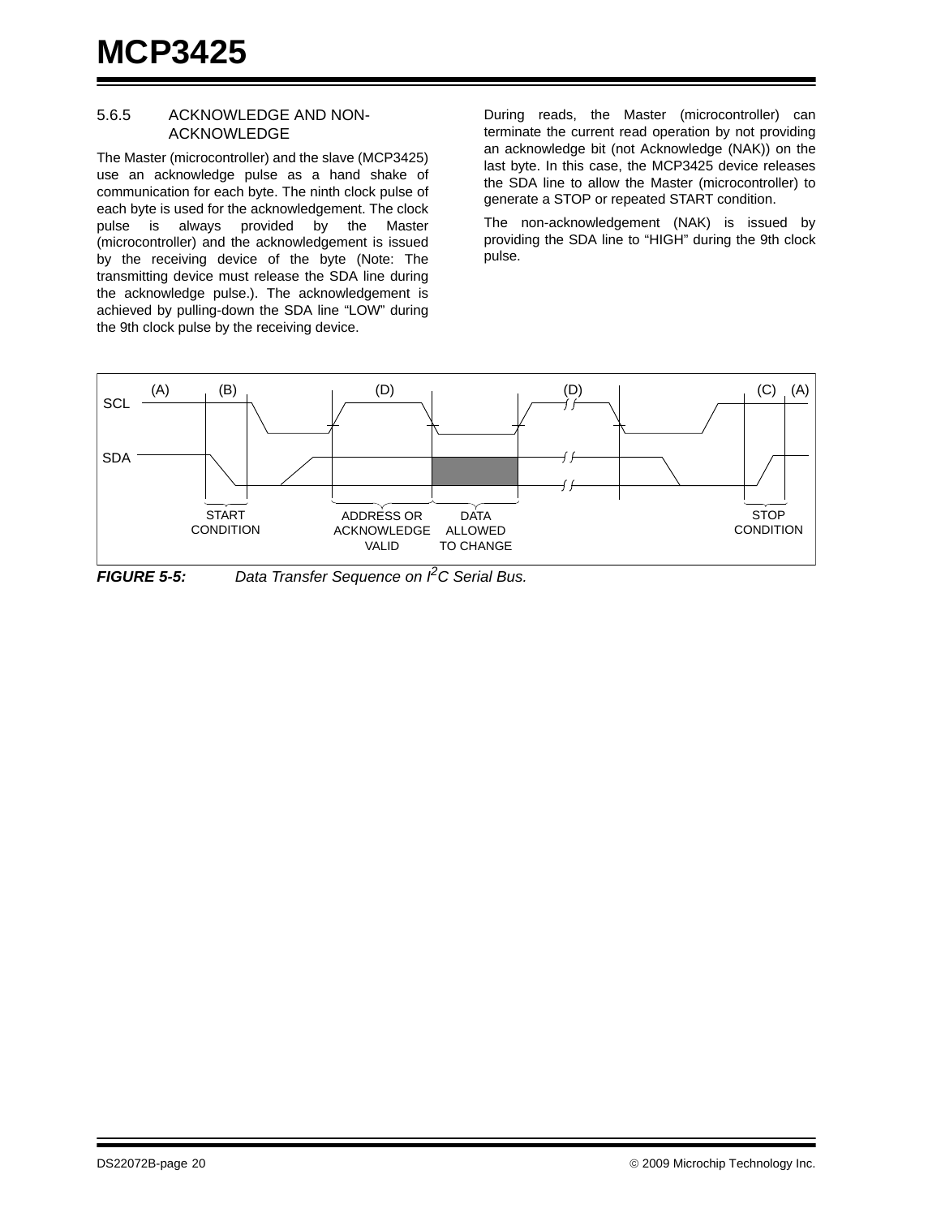### 5.6.5 ACKNOWLEDGE AND NON-ACKNOWLEDGE

The Master (microcontroller) and the slave (MCP3425) use an acknowledge pulse as a hand shake of communication for each byte. The ninth clock pulse of each byte is used for the acknowledgement. The clock pulse is always provided by the Master (microcontroller) and the acknowledgement is issued by the receiving device of the byte (Note: The transmitting device must release the SDA line during the acknowledge pulse.). The acknowledgement is achieved by pulling-down the SDA line “LOW” during the 9th clock pulse by the receiving device.

During reads, the Master (microcontroller) can terminate the current read operation by not providing an acknowledge bit (not Acknowledge (NAK)) on the last byte. In this case, the MCP3425 device releases the SDA line to allow the Master (microcontroller) to generate a STOP or repeated START condition.

The non-acknowledgement (NAK) is issued by providing the SDA line to “HIGH” during the 9th clock pulse.

(A) (B) (D) (D) (C) (A)

SCL

SDA

START CONDITION

ADDRESS OR ACKNOWLEDGE VALID

DATA ALLOWED TO CHANGE

STOP CONDITION

***FIGURE 5-5:*** *Data Transfer Sequence on $I^2C$ Serial Bus.*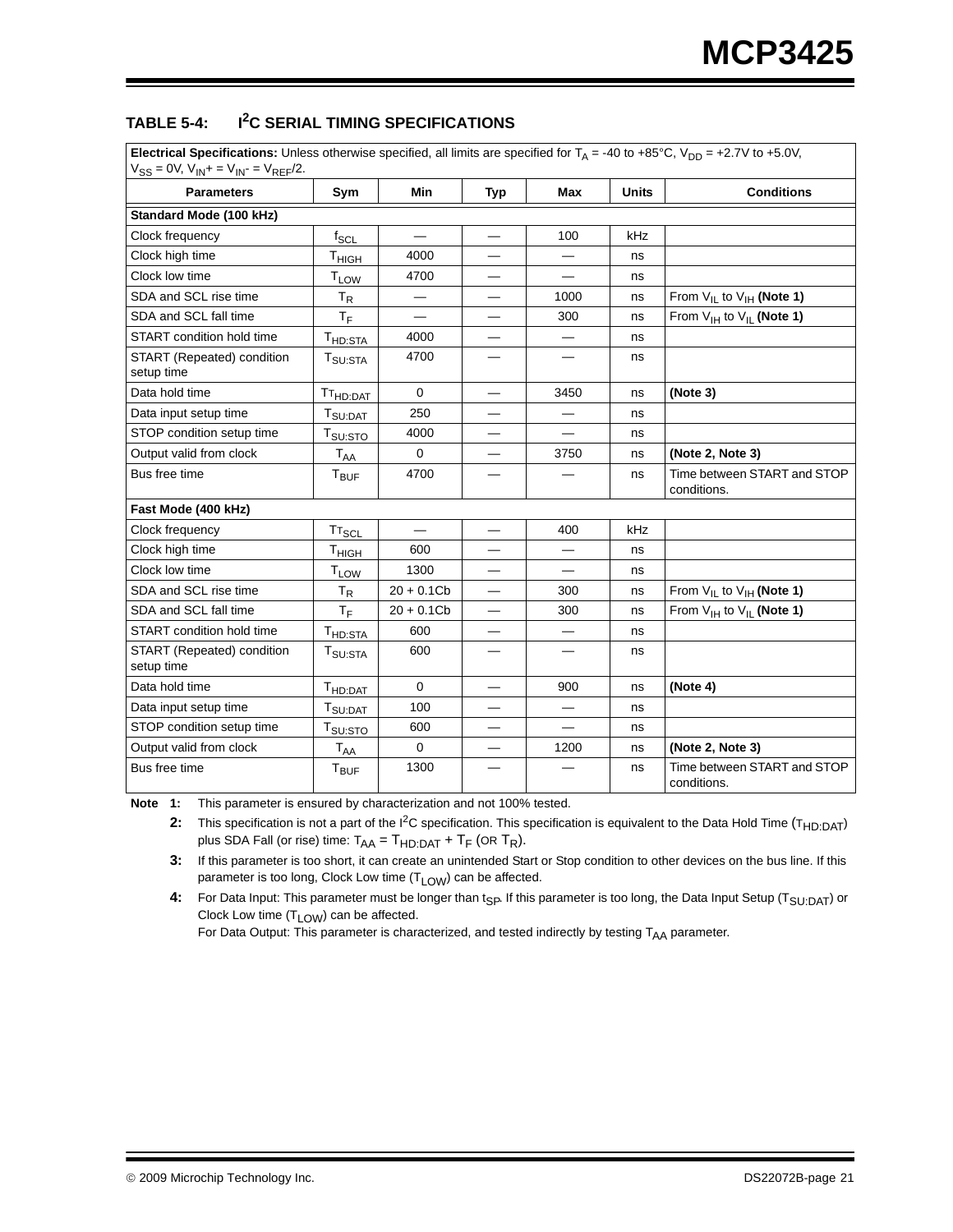## TABLE 5-4: I²C SERIAL TIMING SPECIFICATIONS

| Electrical Specifications: Unless otherwise specified, all limits are specified for $T_A$ = -40 to +85°C, $V_{DD}$ = +2.7V to +5.0V, $V_{SS}$ = 0V, $V_{IN}+ = V_{IN}- = V_{REF}/2$. | | | | | | |
|---|---|---|---|---|---|---|
| **Parameters** | **Sym** | **Min** | **Typ** | **Max** | **Units** | **Conditions** |
| **Standard Mode (100 kHz)** | | | | | | |
| Clock frequency | $f_{SCL}$ | — | — | 100 | kHz | |
| Clock high time | $T_{HIGH}$ | 4000 | — | — | ns | |
| Clock low time | $T_{LOW}$ | 4700 | — | — | ns | |
| SDA and SCL rise time | $T_R$ | — | — | 1000 | ns | From $V_{IL}$ to $V_{IH}$ **(Note 1)** |
| SDA and SCL fall time | $T_F$ | — | — | 300 | ns | From $V_{IH}$ to $V_{IL}$ **(Note 1)** |
| START condition hold time | $T_{HD:STA}$ | 4000 | — | — | ns | |
| START (Repeated) condition setup time | $T_{SU:STA}$ | 4700 | — | — | ns | |
| Data hold time | $TT_{HD:DAT}$ | 0 | — | 3450 | ns | **(Note 3)** |
| Data input setup time | $T_{SU:DAT}$ | 250 | — | — | ns | |
| STOP condition setup time | $T_{SU:STO}$ | 4000 | — | — | ns | |
| Output valid from clock | $T_{AA}$ | 0 | — | 3750 | ns | **(Note 2, Note 3)** |
| Bus free time | $T_{BUF}$ | 4700 | — | — | ns | Time between START and STOP conditions. |
| **Fast Mode (400 kHz)** | | | | | | |
| Clock frequency | $TT_{SCL}$ | — | — | 400 | kHz | |
| Clock high time | $T_{HIGH}$ | 600 | — | — | ns | |
| Clock low time | $T_{LOW}$ | 1300 | — | — | ns | |
| SDA and SCL rise time | $T_R$ | 20 + 0.1Cb | — | 300 | ns | From $V_{IL}$ to $V_{IH}$ **(Note 1)** |
| SDA and SCL fall time | $T_F$ | 20 + 0.1Cb | — | 300 | ns | From $V_{IH}$ to $V_{IL}$ **(Note 1)** |
| START condition hold time | $T_{HD:STA}$ | 600 | — | — | ns | |
| START (Repeated) condition setup time | $T_{SU:STA}$ | 600 | — | — | ns | |
| Data hold time | $T_{HD:DAT}$ | 0 | — | 900 | ns | **(Note 4)** |
| Data input setup time | $T_{SU:DAT}$ | 100 | — | — | ns | |
| STOP condition setup time | $T_{SU:STO}$ | 600 | — | — | ns | |
| Output valid from clock | $T_{AA}$ | 0 | — | 1200 | ns | **(Note 2, Note 3)** |
| Bus free time | $T_{BUF}$ | 1300 | — | — | ns | Time between START and STOP conditions. |

**Note 1:** This parameter is ensured by characterization and not 100% tested.

**2:** This specification is not a part of the I²C specification. This specification is equivalent to the Data Hold Time ($T_{HD:DAT}$) plus SDA Fall (or rise) time: $T_{AA} = T_{HD:DAT} + T_F$ (OR $T_R$).

**3:** If this parameter is too short, it can create an unintended Start or Stop condition to other devices on the bus line. If this parameter is too long, Clock Low time ($T_{LOW}$) can be affected.

**4:** For Data Input: This parameter must be longer than $t_{SP}$. If this parameter is too long, the Data Input Setup ($T_{SU:DAT}$) or Clock Low time ($T_{LOW}$) can be affected.
For Data Output: This parameter is characterized, and tested indirectly by testing $T_{AA}$ parameter.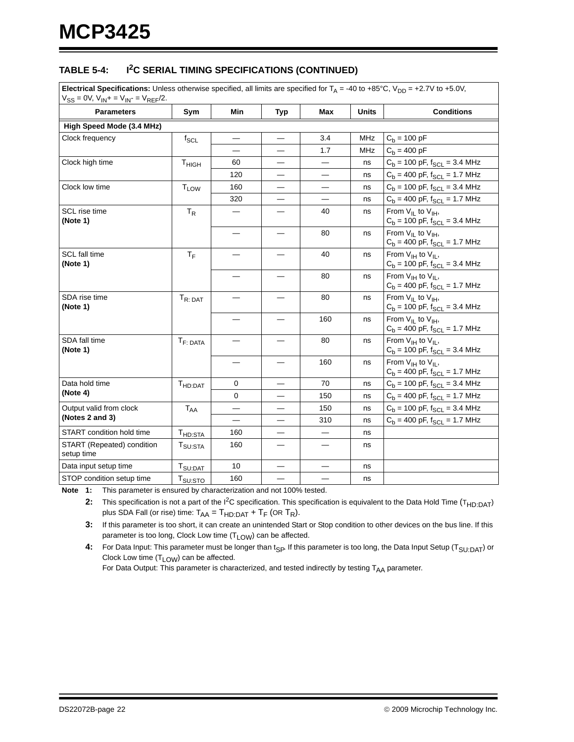### TABLE 5-4: I²C SERIAL TIMING SPECIFICATIONS (CONTINUED)

**Electrical Specifications:** Unless otherwise specified, all limits are specified for $T_A$ = -40 to +85°C, $V_{DD}$ = +2.7V to +5.0V, $V_{SS}$ = 0V, $V_{IN}$+ = $V_{IN}$- = $V_{REF}$/2.

| Parameters | Sym | Min | Typ | Max | Units | Conditions |
|---|---|---|---|---|---|---|
| **High Speed Mode (3.4 MHz)** | | | | | | |
| Clock frequency | $f_{SCL}$ | — | — | 3.4 | MHz | $C_b$ = 100 pF |
| | | — | — | 1.7 | MHz | $C_b$ = 400 pF |
| Clock high time | $T_{HIGH}$ | 60 | — | — | ns | $C_b$ = 100 pF, $f_{SCL}$ = 3.4 MHz |
| | | 120 | — | — | ns | $C_b$ = 400 pF, $f_{SCL}$ = 1.7 MHz |
| Clock low time | $T_{LOW}$ | 160 | — | — | ns | $C_b$ = 100 pF, $f_{SCL}$ = 3.4 MHz |
| | | 320 | — | — | ns | $C_b$ = 400 pF, $f_{SCL}$ = 1.7 MHz |
| SCL rise time **(Note 1)** | $T_R$ | — | — | 40 | ns | From $V_{IL}$ to $V_{IH}$, $C_b$ = 100 pF, $f_{SCL}$ = 3.4 MHz |
| | | — | — | 80 | ns | From $V_{IL}$ to $V_{IH}$, $C_b$ = 400 pF, $f_{SCL}$ = 1.7 MHz |
| SCL fall time **(Note 1)** | $T_F$ | — | — | 40 | ns | From $V_{IH}$ to $V_{IL}$, $C_b$ = 100 pF, $f_{SCL}$ = 3.4 MHz |
| | | — | — | 80 | ns | From $V_{IH}$ to $V_{IL}$, $C_b$ = 400 pF, $f_{SCL}$ = 1.7 MHz |
| SDA rise time **(Note 1)** | $T_{R:DAT}$ | — | — | 80 | ns | From $V_{IL}$ to $V_{IH}$, $C_b$ = 100 pF, $f_{SCL}$ = 3.4 MHz |
| | | — | — | 160 | ns | From $V_{IL}$ to $V_{IH}$, $C_b$ = 400 pF, $f_{SCL}$ = 1.7 MHz |
| SDA fall time **(Note 1)** | $T_{F:DATA}$ | — | — | 80 | ns | From $V_{IH}$ to $V_{IL}$, $C_b$ = 100 pF, $f_{SCL}$ = 3.4 MHz |
| | | — | — | 160 | ns | From $V_{IH}$ to $V_{IL}$, $C_b$ = 400 pF, $f_{SCL}$ = 1.7 MHz |
| Data hold time **(Note 4)** | $T_{HD:DAT}$ | 0 | — | 70 | ns | $C_b$ = 100 pF, $f_{SCL}$ = 3.4 MHz |
| | | 0 | — | 150 | ns | $C_b$ = 400 pF, $f_{SCL}$ = 1.7 MHz |
| Output valid from clock **(Notes 2 and 3)** | $T_{AA}$ | — | — | 150 | ns | $C_b$ = 100 pF, $f_{SCL}$ = 3.4 MHz |
| | | — | — | 310 | ns | $C_b$ = 400 pF, $f_{SCL}$ = 1.7 MHz |
| START condition hold time | $T_{HD:STA}$ | 160 | — | — | ns | |
| START (Repeated) condition setup time | $T_{SU:STA}$ | 160 | — | — | ns | |
| Data input setup time | $T_{SU:DAT}$ | 10 | — | — | ns | |
| STOP condition setup time | $T_{SU:STO}$ | 160 | — | — | ns | |

**Note 1:** This parameter is ensured by characterization and not 100% tested.

**2:** This specification is not a part of the I²C specification. This specification is equivalent to the Data Hold Time ($T_{HD:DAT}$) plus SDA Fall (or rise) time: $T_{AA} = T_{HD:DAT} + T_F$ (OR $T_R$).

**3:** If this parameter is too short, it can create an unintended Start or Stop condition to other devices on the bus line. If this parameter is too long, Clock Low time ($T_{LOW}$) can be affected.

**4:** For Data Input: This parameter must be longer than $t_{SP}$. If this parameter is too long, the Data Input Setup ($T_{SU:DAT}$) or Clock Low time ($T_{LOW}$) can be affected.
For Data Output: This parameter is characterized, and tested indirectly by testing $T_{AA}$ parameter.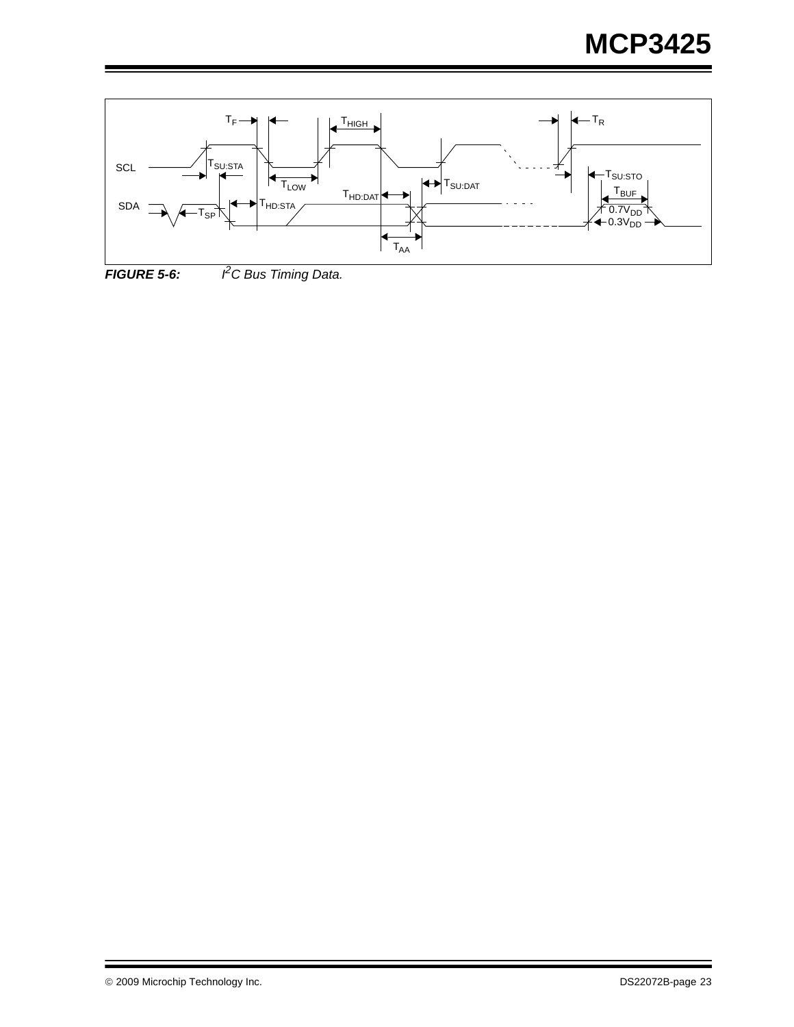SCL

SDA

$T_F$

$T_{HIGH}$

$T_R$

$T_{SU:STA}$

$T_{SU:STO}$

$T_{LOW}$

$T_{SU:DAT}$

$T_{HD:DAT}$

$T_{BUF}$

$T_{HD:STA}$

$T_{SP}$

$0.7V_{DD}$

$0.3V_{DD}$

$T_{AA}$

***FIGURE 5-6:*** *$I^2C$ Bus Timing Data.*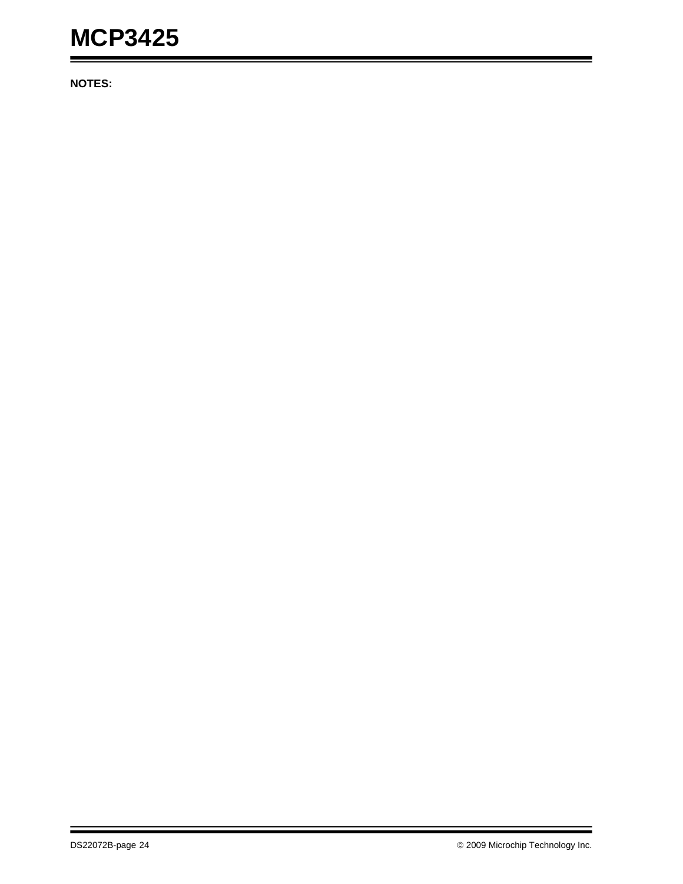**NOTES:**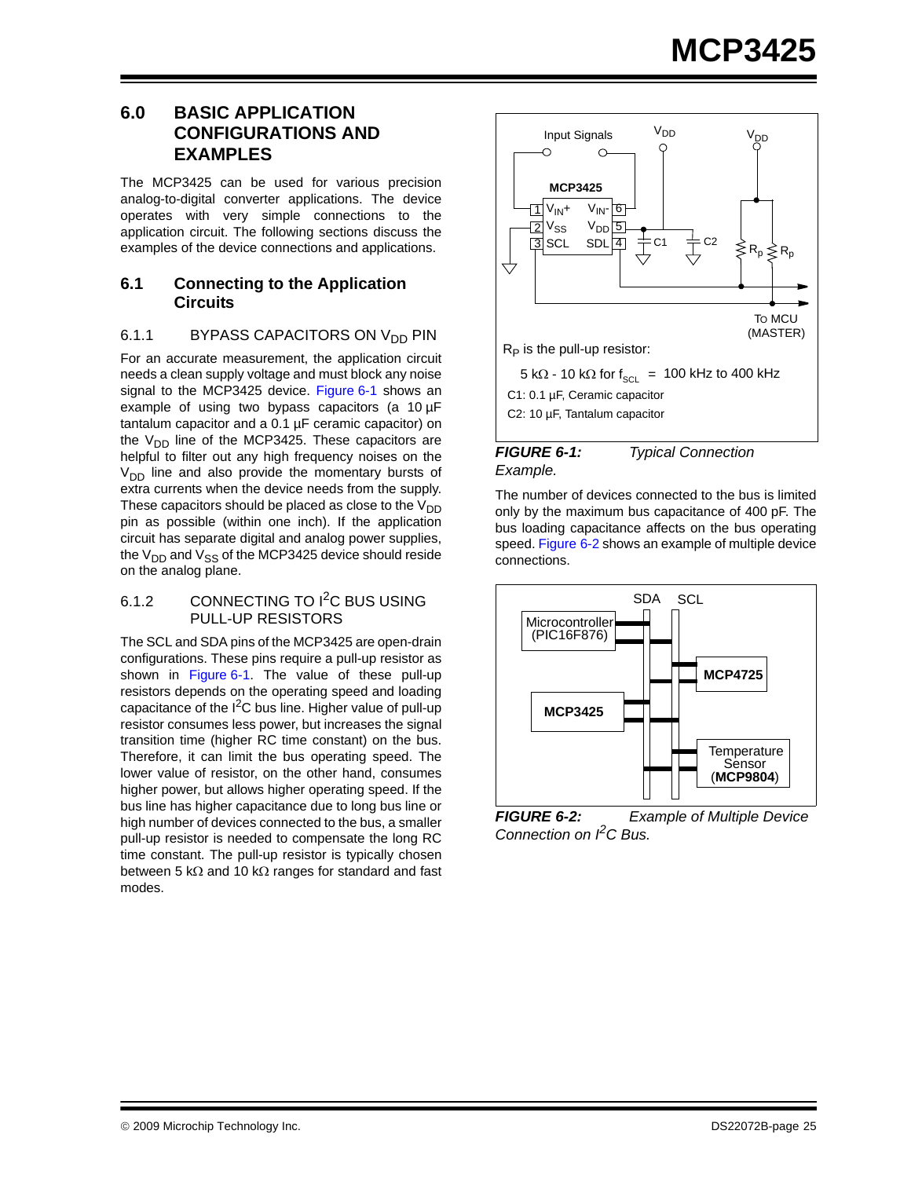# 6.0 BASIC APPLICATION CONFIGURATIONS AND EXAMPLES

The MCP3425 can be used for various precision analog-to-digital converter applications. The device operates with very simple connections to the application circuit. The following sections discuss the examples of the device connections and applications.

## 6.1 Connecting to the Application Circuits

### 6.1.1 BYPASS CAPACITORS ON $V_{DD}$ PIN

For an accurate measurement, the application circuit needs a clean supply voltage and must block any noise signal to the MCP3425 device. Figure 6-1 shows an example of using two bypass capacitors (a 10 µF tantalum capacitor and a 0.1 µF ceramic capacitor) on the $V_{DD}$ line of the MCP3425. These capacitors are helpful to filter out any high frequency noises on the $V_{DD}$ line and also provide the momentary bursts of extra currents when the device needs from the supply. These capacitors should be placed as close to the $V_{DD}$ pin as possible (within one inch). If the application circuit has separate digital and analog power supplies, the $V_{DD}$ and $V_{SS}$ of the MCP3425 device should reside on the analog plane.

### 6.1.2 CONNECTING TO I$^2$C BUS USING PULL-UP RESISTORS

The SCL and SDA pins of the MCP3425 are open-drain configurations. These pins require a pull-up resistor as shown in Figure 6-1. The value of these pull-up resistors depends on the operating speed and loading capacitance of the I$^2$C bus line. Higher value of pull-up resistor consumes less power, but increases the signal transition time (higher RC time constant) on the bus. Therefore, it can limit the bus operating speed. The lower value of resistor, on the other hand, consumes higher power, but allows higher operating speed. If the bus line has higher capacitance due to long bus line or high number of devices connected to the bus, a smaller pull-up resistor is needed to compensate the long RC time constant. The pull-up resistor is typically chosen between 5 kΩ and 10 kΩ ranges for standard and fast modes.

Input Signals
$V_{DD}$
$V_{DD}$
MCP3425
1 $V_{IN}+$
2 $V_{SS}$
3 SCL
$V_{IN}-$ 6
$V_{DD}$ 5
SDL 4
C1
C2
$R_p$
$R_p$
To MCU (MASTER)

$R_P$ is the pull-up resistor:

5 kΩ - 10 kΩ for $f_{SCL}$ = 100 kHz to 400 kHz

C1: 0.1 µF, Ceramic capacitor

C2: 10 µF, Tantalum capacitor

***FIGURE 6-1:*** *Typical Connection Example.*

The number of devices connected to the bus is limited only by the maximum bus capacitance of 400 pF. The bus loading capacitance affects on the bus operating speed. Figure 6-2 shows an example of multiple device connections.

SDA
SCL
Microcontroller (PIC16F876)
MCP4725
MCP3425
Temperature Sensor (**MCP9804**)

***FIGURE 6-2:*** *Example of Multiple Device Connection on I$^2$C Bus.*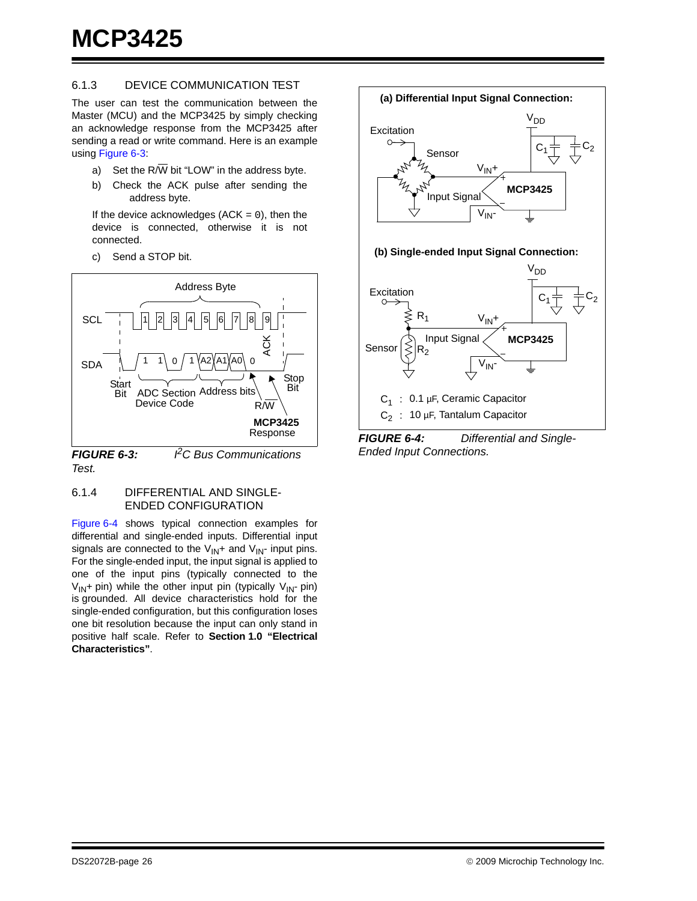### 6.1.3 DEVICE COMMUNICATION TEST

The user can test the communication between the Master (MCU) and the MCP3425 by simply checking an acknowledge response from the MCP3425 after sending a read or write command. Here is an example using Figure 6-3:

a) Set the R/$\overline{W}$ bit "LOW" in the address byte.

b) Check the ACK pulse after sending the address byte.

If the device acknowledges (ACK = 0), then the device is connected, otherwise it is not connected.

c) Send a STOP bit.

Address Byte

SCL

1 2 3 4 5 6 7 8 9

ACK

SDA

1 1 0 1 A2 A1 A0 0

Start Bit

ADC Section Device Code

Address bits

R/$\overline{W}$

Stop Bit

**MCP3425** Response

***FIGURE 6-3:*** *$I^2C$ Bus Communications Test.*

### 6.1.4 DIFFERENTIAL AND SINGLE-ENDED CONFIGURATION

Figure 6-4 shows typical connection examples for differential and single-ended inputs. Differential input signals are connected to the $V_{IN}+$ and $V_{IN}-$ input pins. For the single-ended input, the input signal is applied to one of the input pins (typically connected to the $V_{IN}+$ pin) while the other input pin (typically $V_{IN}-$ pin) is grounded. All device characteristics hold for the single-ended configuration, but this configuration loses one bit resolution because the input can only stand in positive half scale. Refer to **Section 1.0 "Electrical Characteristics"**.

**(a) Differential Input Signal Connection:**

$V_{DD}$

Excitation

Sensor

$C_1$

$C_2$

$V_{IN}+$

Input Signal

**MCP3425**

$V_{IN}-$

**(b) Single-ended Input Signal Connection:**

$V_{DD}$

Excitation

$R_1$

$C_1$

$C_2$

$V_{IN}+$

Input Signal

**MCP3425**

Sensor

$R_2$

$V_{IN}-$

$C_1$ : 0.1 µF, Ceramic Capacitor

$C_2$ : 10 µF, Tantalum Capacitor

***FIGURE 6-4:*** *Differential and Single-Ended Input Connections.*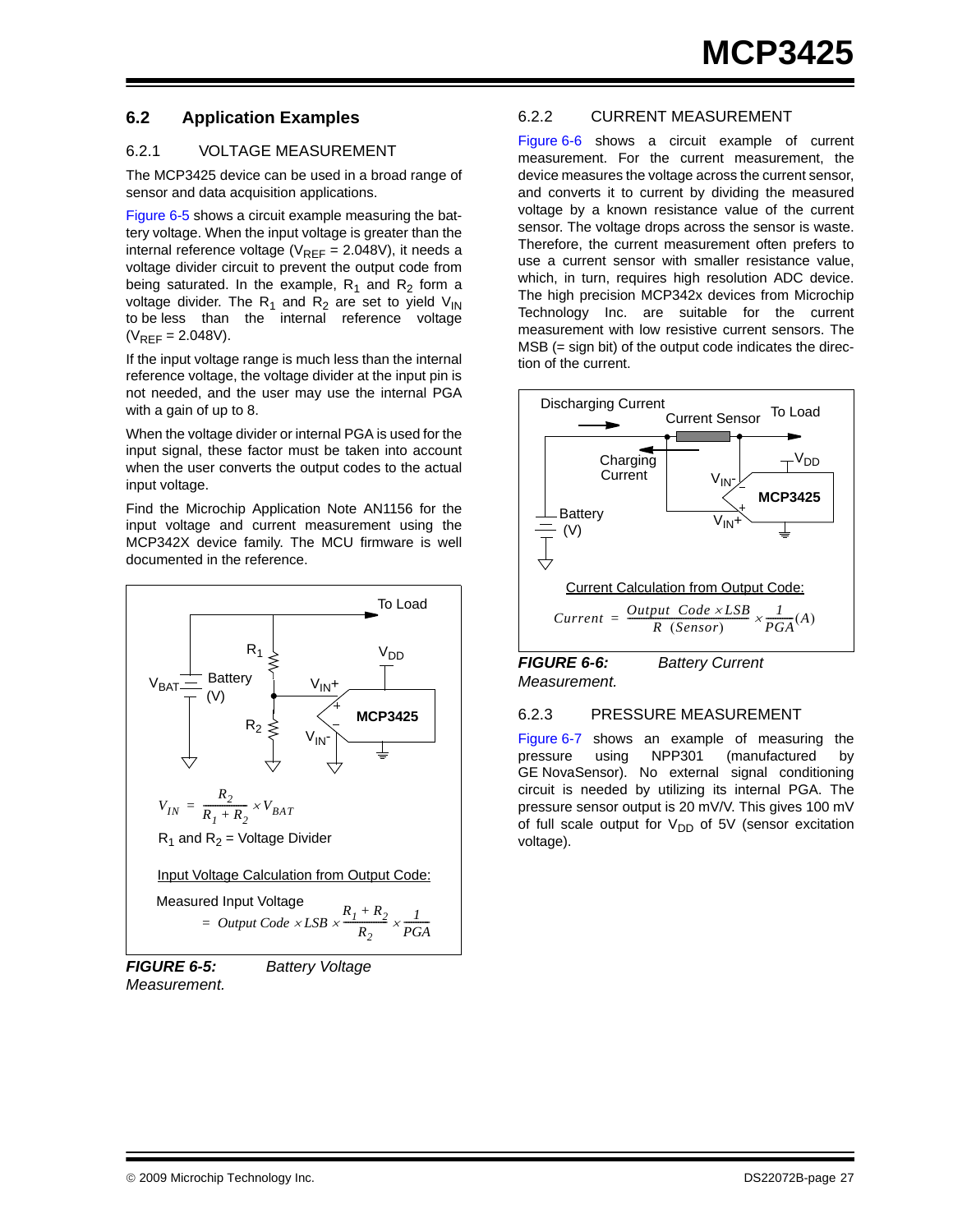## 6.2 Application Examples

### 6.2.1 VOLTAGE MEASUREMENT

The MCP3425 device can be used in a broad range of sensor and data acquisition applications.

Figure 6-5 shows a circuit example measuring the battery voltage. When the input voltage is greater than the internal reference voltage ($V_{REF}$ = 2.048V), it needs a voltage divider circuit to prevent the output code from being saturated. In the example, $R_1$ and $R_2$ form a voltage divider. The $R_1$ and $R_2$ are set to yield $V_{IN}$ to be less than the internal reference voltage ($V_{REF}$ = 2.048V).

If the input voltage range is much less than the internal reference voltage, the voltage divider at the input pin is not needed, and the user may use the internal PGA with a gain of up to 8.

When the voltage divider or internal PGA is used for the input signal, these factor must be taken into account when the user converts the output codes to the actual input voltage.

Find the Microchip Application Note AN1156 for the input voltage and current measurement using the MCP342X device family. The MCU firmware is well documented in the reference.

To Load

$R_1$

$V_{DD}$

$V_{BAT}$ Battery (V)

$V_{IN}+$

MCP3425

$R_2$

$V_{IN}-$

$$V_{IN} = \frac{R_2}{R_1 + R_2} \times V_{BAT}$$

$R_1$ and $R_2$ = Voltage Divider

Input Voltage Calculation from Output Code:

Measured Input Voltage

$$= Output\ Code \times LSB \times \frac{R_1 + R_2}{R_2} \times \frac{1}{PGA}$$

***FIGURE 6-5:*** *Battery Voltage Measurement.*

### 6.2.2 CURRENT MEASUREMENT

Figure 6-6 shows a circuit example of current measurement. For the current measurement, the device measures the voltage across the current sensor, and converts it to current by dividing the measured voltage by a known resistance value of the current sensor. The voltage drops across the sensor is waste. Therefore, the current measurement often prefers to use a current sensor with smaller resistance value, which, in turn, requires high resolution ADC device. The high precision MCP342x devices from Microchip Technology Inc. are suitable for the current measurement with low resistive current sensors. The MSB (= sign bit) of the output code indicates the direction of the current.

Discharging Current

Current Sensor

To Load

Charging Current

$V_{DD}$

$V_{IN}-$

MCP3425

Battery (V)

$V_{IN}+$

Current Calculation from Output Code:

$$Current = \frac{Output\ Code \times LSB}{R\ (Sensor)} \times \frac{1}{PGA}(A)$$

***FIGURE 6-6:*** *Battery Current Measurement.*

### 6.2.3 PRESSURE MEASUREMENT

Figure 6-7 shows an example of measuring the pressure using NPP301 (manufactured by GE NovaSensor). No external signal conditioning circuit is needed by utilizing its internal PGA. The pressure sensor output is 20 mV/V. This gives 100 mV of full scale output for $V_{DD}$ of 5V (sensor excitation voltage).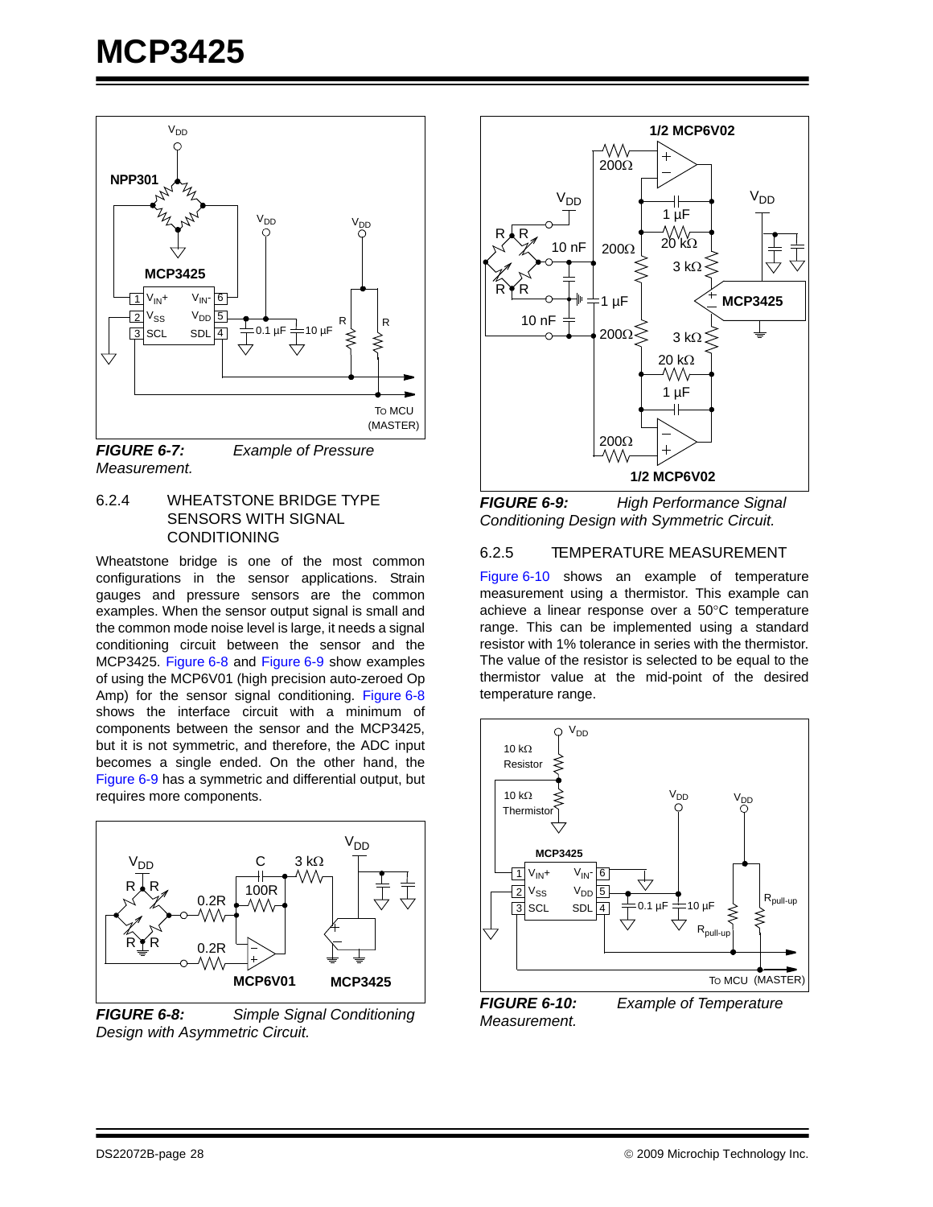**FIGURE 6-7:** *Example of Pressure Measurement.*

### 6.2.4 WHEATSTONE BRIDGE TYPE SENSORS WITH SIGNAL CONDITIONING

Wheatstone bridge is one of the most common configurations in the sensor applications. Strain gauges and pressure sensors are the common examples. When the sensor output signal is small and the common mode noise level is large, it needs a signal conditioning circuit between the sensor and the MCP3425. Figure 6-8 and Figure 6-9 show examples of using the MCP6V01 (high precision auto-zeroed Op Amp) for the sensor signal conditioning. Figure 6-8 shows the interface circuit with a minimum of components between the sensor and the MCP3425, but it is not symmetric, and therefore, the ADC input becomes a single ended. On the other hand, the Figure 6-9 has a symmetric and differential output, but requires more components.

**FIGURE 6-8:** *Simple Signal Conditioning Design with Asymmetric Circuit.*

**FIGURE 6-9:** *High Performance Signal Conditioning Design with Symmetric Circuit.*

### 6.2.5 TEMPERATURE MEASUREMENT

Figure 6-10 shows an example of temperature measurement using a thermistor. This example can achieve a linear response over a 50°C temperature range. This can be implemented using a standard resistor with 1% tolerance in series with the thermistor. The value of the resistor is selected to be equal to the thermistor value at the mid-point of the desired temperature range.

**FIGURE 6-10:** *Example of Temperature Measurement.*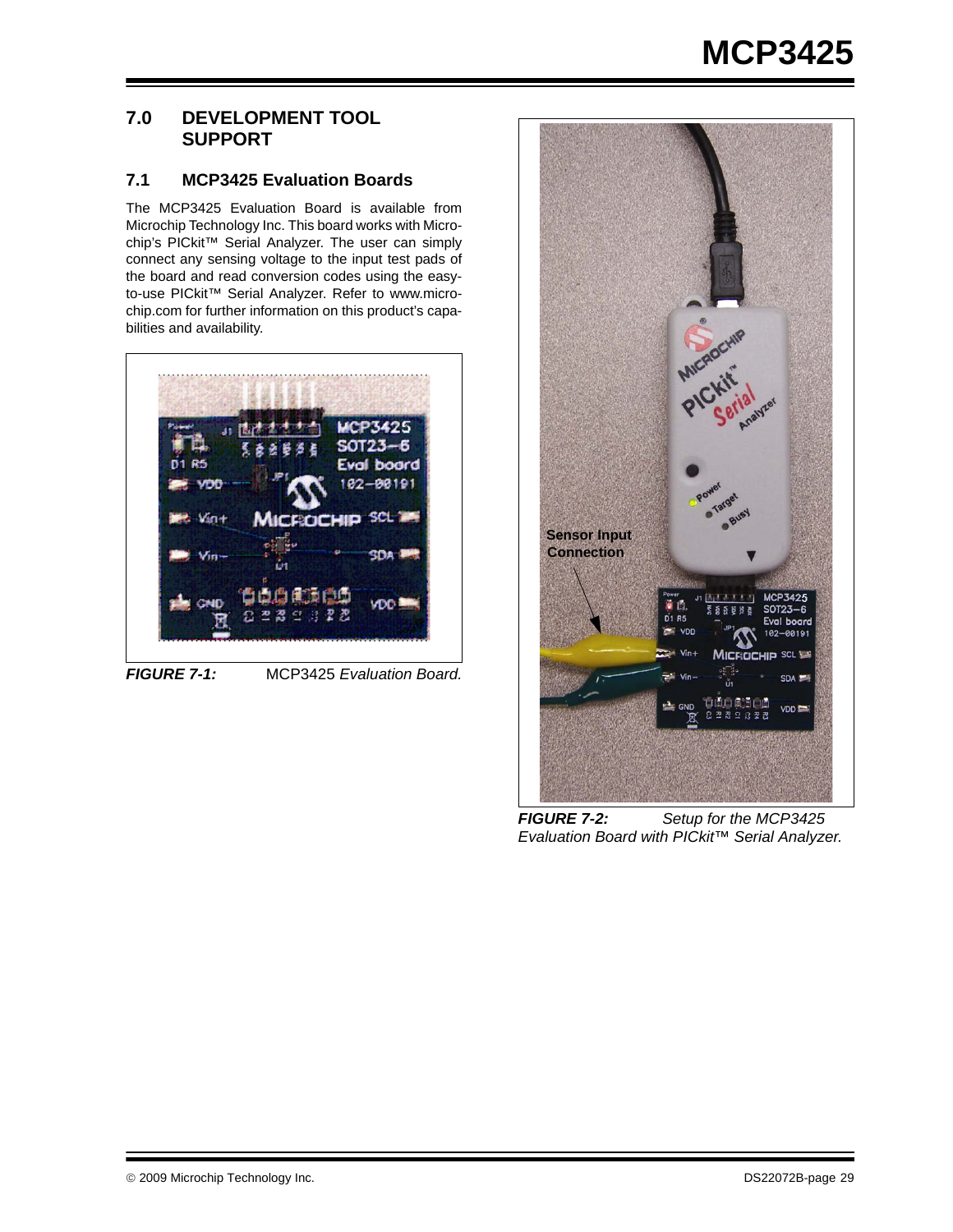## 7.0 DEVELOPMENT TOOL SUPPORT

### 7.1 MCP3425 Evaluation Boards

The MCP3425 Evaluation Board is available from Microchip Technology Inc. This board works with Microchip's PICkit™ Serial Analyzer. The user can simply connect any sensing voltage to the input test pads of the board and read conversion codes using the easy-to-use PICkit™ Serial Analyzer. Refer to www.microchip.com for further information on this product's capabilities and availability.

***FIGURE 7-1:*** MCP3425 *Evaluation Board.*

***FIGURE 7-2:*** *Setup for the MCP3425 Evaluation Board with PICkit™ Serial Analyzer.*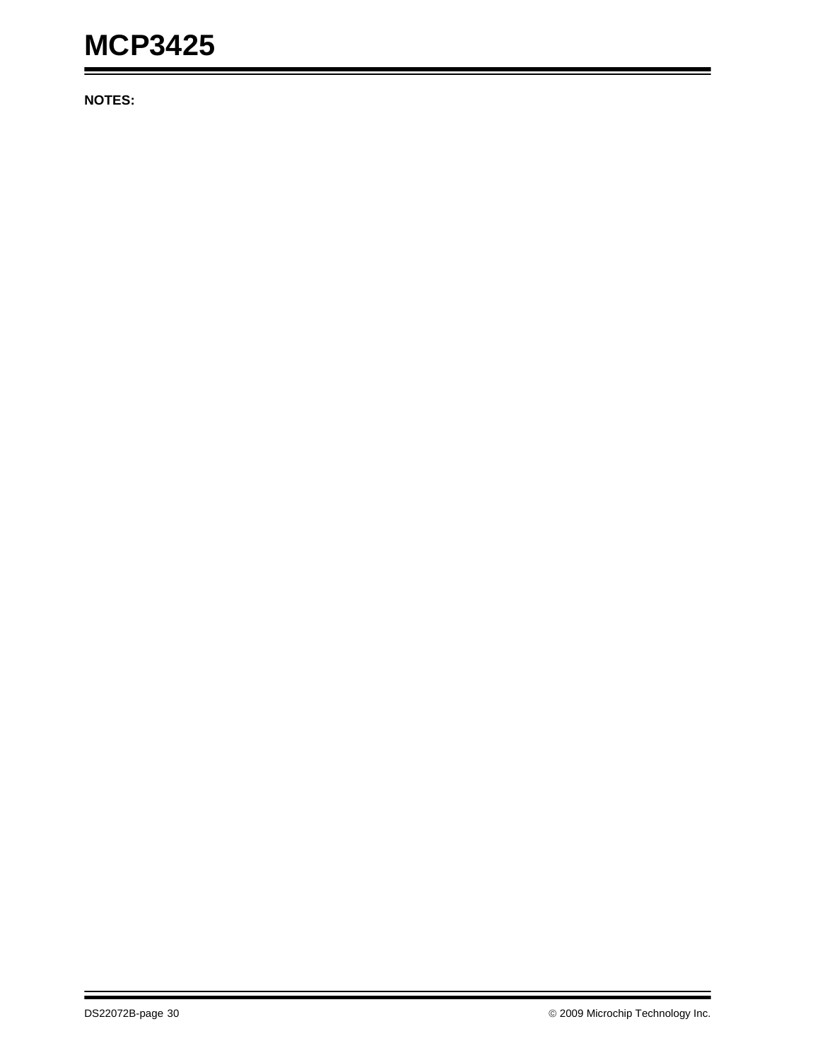**NOTES:**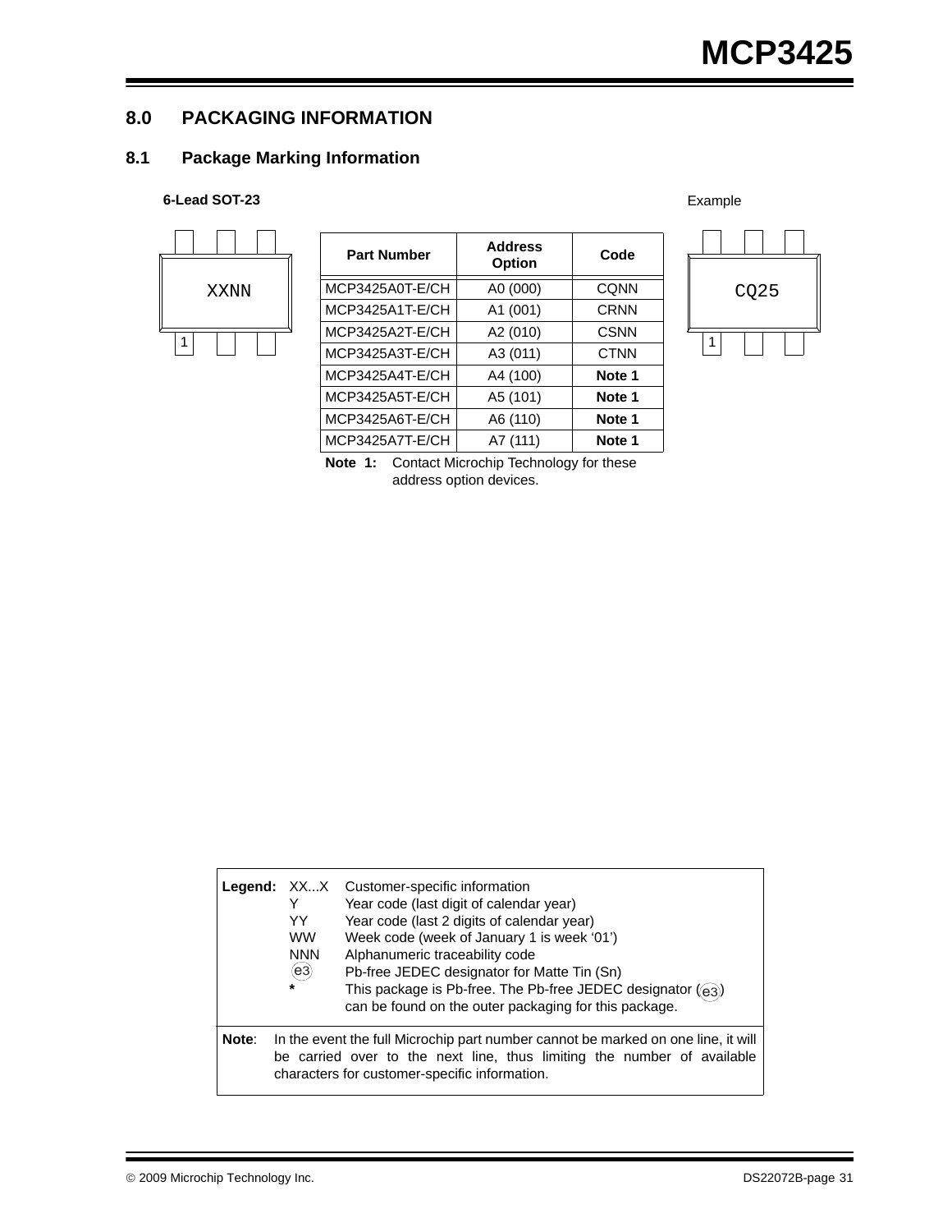## 8.0 PACKAGING INFORMATION

### 8.1 Package Marking Information

**6-Lead SOT-23**

XXNN

1

| Part Number | Address Option | Code |
|---|---|---|
| MCP3425A0T-E/CH | A0 (000) | CQNN |
| MCP3425A1T-E/CH | A1 (001) | CRNN |
| MCP3425A2T-E/CH | A2 (010) | CSNN |
| MCP3425A3T-E/CH | A3 (011) | CTNN |
| MCP3425A4T-E/CH | A4 (100) | **Note 1** |
| MCP3425A5T-E/CH | A5 (101) | **Note 1** |
| MCP3425A6T-E/CH | A6 (110) | **Note 1** |
| MCP3425A7T-E/CH | A7 (111) | **Note 1** |

**Note 1:** Contact Microchip Technology for these address option devices.

Example

CQ25

1

**Legend:**
- XX...X Customer-specific information
- Y Year code (last digit of calendar year)
- YY Year code (last 2 digits of calendar year)
- WW Week code (week of January 1 is week '01')
- NNN Alphanumeric traceability code
- (e3) Pb-free JEDEC designator for Matte Tin (Sn)
- * This package is Pb-free. The Pb-free JEDEC designator ((e3)) can be found on the outer packaging for this package.

**Note**: In the event the full Microchip part number cannot be marked on one line, it will be carried over to the next line, thus limiting the number of available characters for customer-specific information.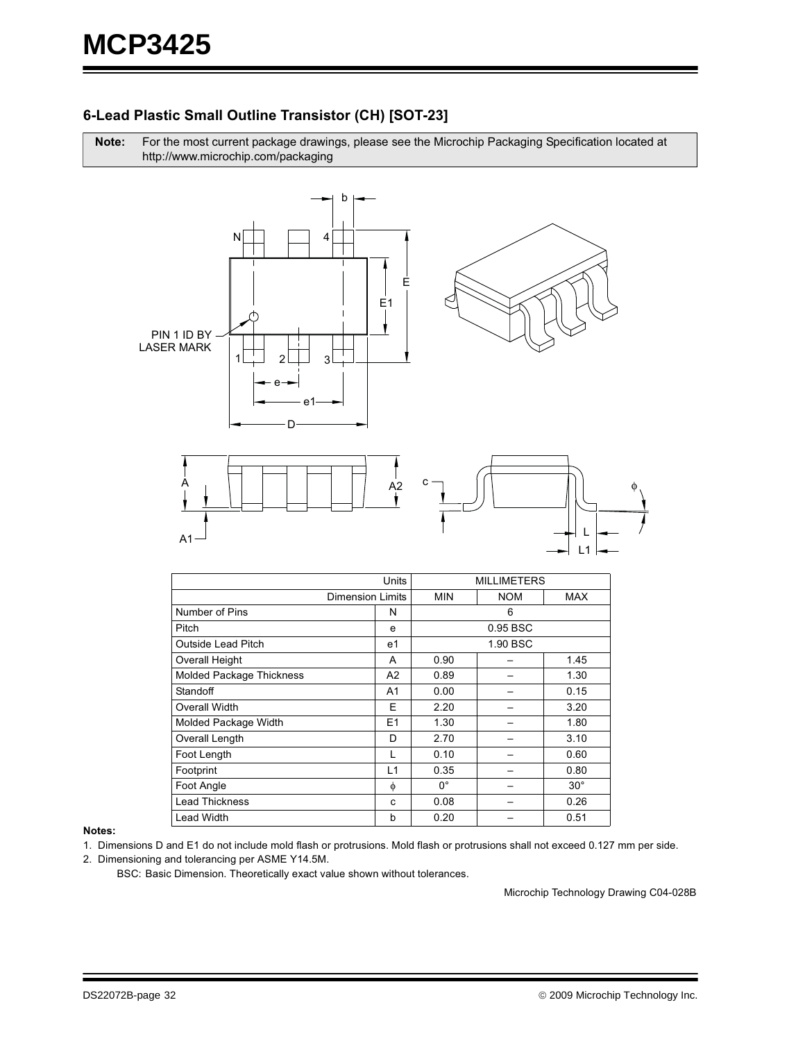## 6-Lead Plastic Small Outline Transistor (CH) [SOT-23]

| **Note:** | For the most current package drawings, please see the Microchip Packaging Specification located at http://www.microchip.com/packaging |
|---|---|

b
N
4
E
E1
PIN 1 ID BY LASER MARK
1
2
3
e
e1
D
A
A2
A1
c
φ
L
L1

| Units | | MILLIMETERS | | |
|---|---|---|---|---|
| Dimension Limits | | MIN | NOM | MAX |
| Number of Pins | N | | 6 | |
| Pitch | e | | 0.95 BSC | |
| Outside Lead Pitch | e1 | | 1.90 BSC | |
| Overall Height | A | 0.90 | – | 1.45 |
| Molded Package Thickness | A2 | 0.89 | – | 1.30 |
| Standoff | A1 | 0.00 | – | 0.15 |
| Overall Width | E | 2.20 | – | 3.20 |
| Molded Package Width | E1 | 1.30 | – | 1.80 |
| Overall Length | D | 2.70 | – | 3.10 |
| Foot Length | L | 0.10 | – | 0.60 |
| Footprint | L1 | 0.35 | – | 0.80 |
| Foot Angle | φ | 0° | – | 30° |
| Lead Thickness | c | 0.08 | – | 0.26 |
| Lead Width | b | 0.20 | – | 0.51 |

**Notes:**

1. Dimensions D and E1 do not include mold flash or protrusions. Mold flash or protrusions shall not exceed 0.127 mm per side.
2. Dimensioning and tolerancing per ASME Y14.5M.

   BSC: Basic Dimension. Theoretically exact value shown without tolerances.

Microchip Technology Drawing C04-028B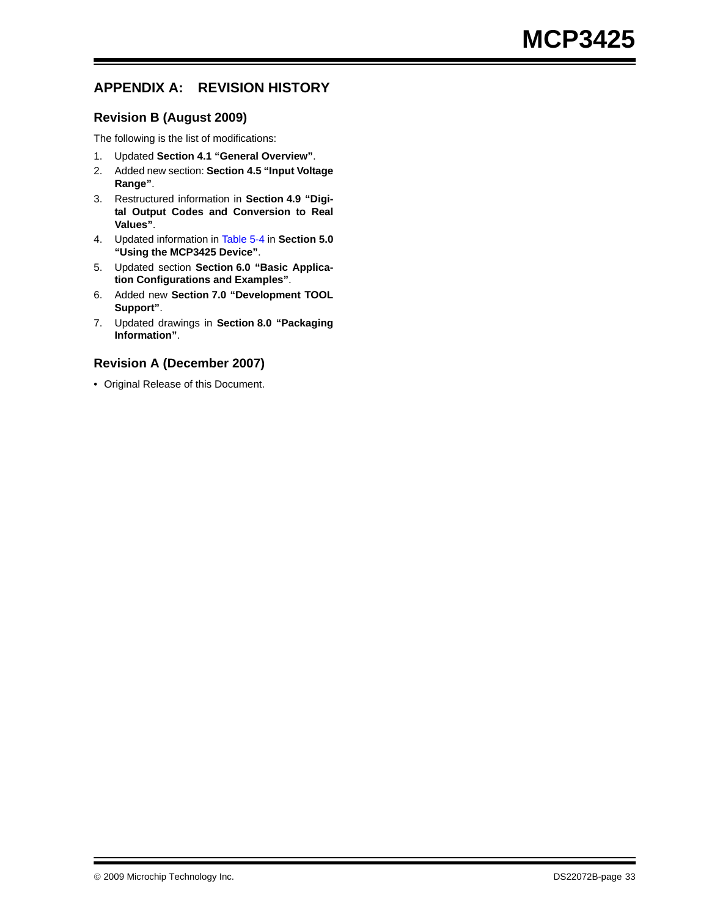## APPENDIX A: REVISION HISTORY

### Revision B (August 2009)

The following is the list of modifications:

1. Updated **Section 4.1 “General Overview”**.
2. Added new section: **Section 4.5 “Input Voltage Range”**.
3. Restructured information in **Section 4.9 “Digital Output Codes and Conversion to Real Values”**.
4. Updated information in Table 5-4 in **Section 5.0 “Using the MCP3425 Device”**.
5. Updated section **Section 6.0 “Basic Application Configurations and Examples”**.
6. Added new **Section 7.0 “Development TOOL Support”**.
7. Updated drawings in **Section 8.0 “Packaging Information”**.

### Revision A (December 2007)

- Original Release of this Document.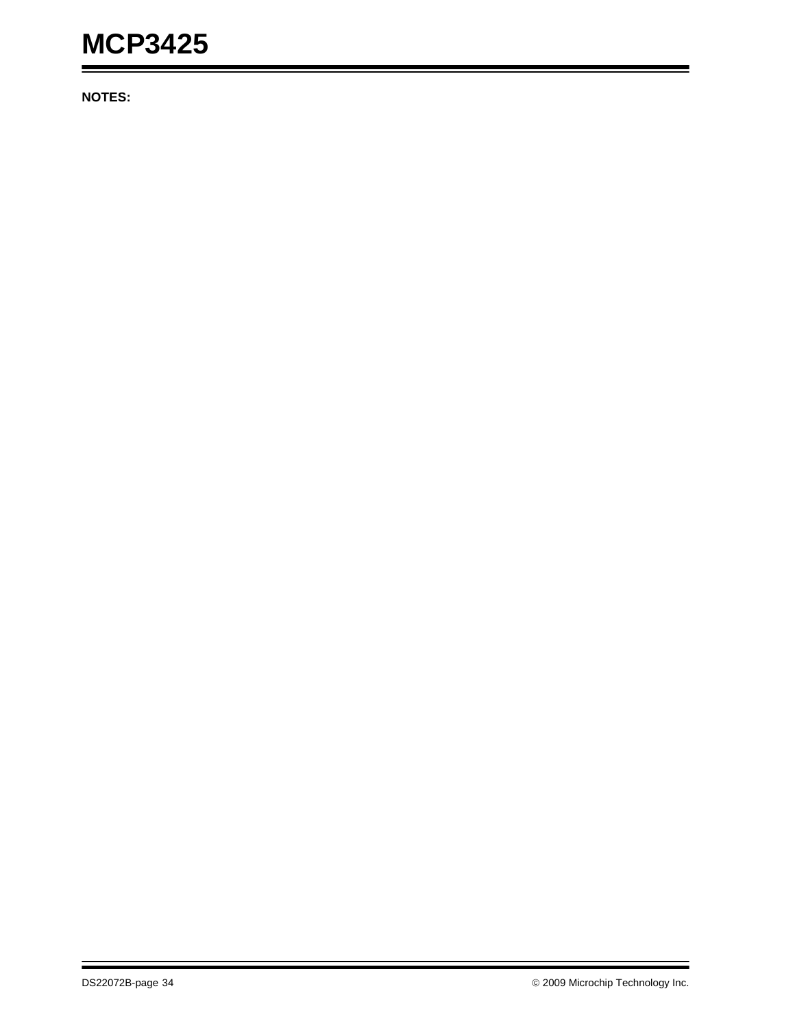**NOTES:**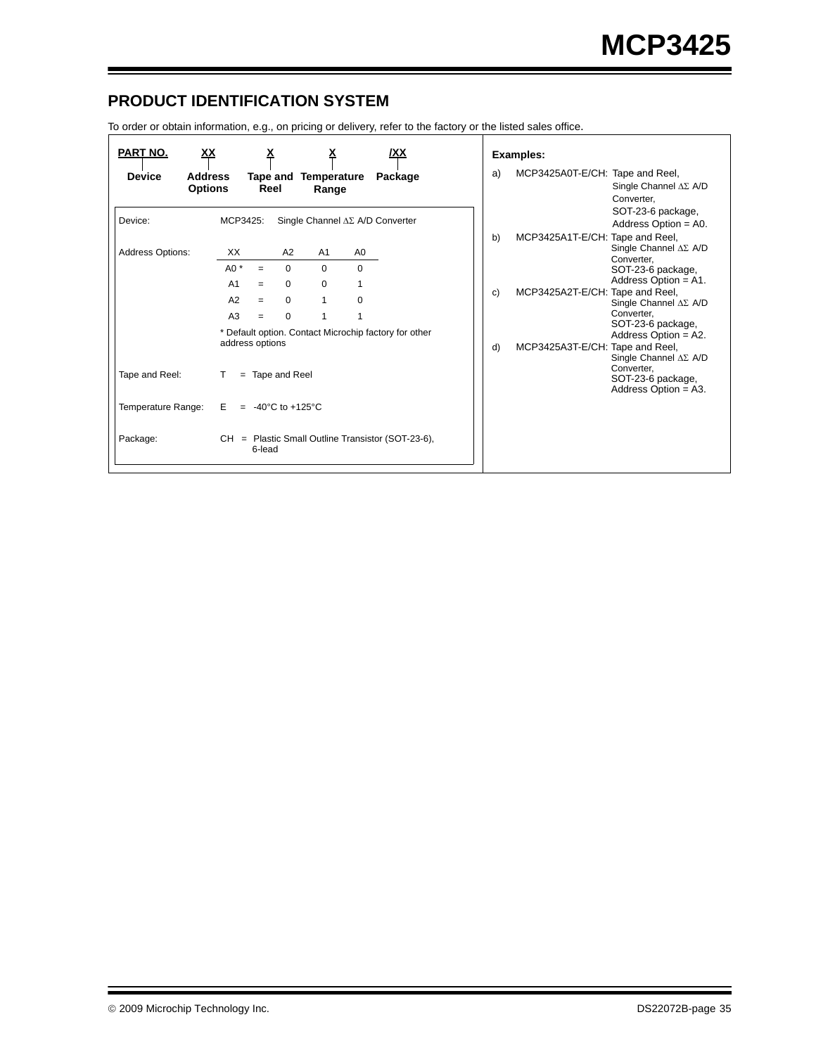## PRODUCT IDENTIFICATION SYSTEM

To order or obtain information, e.g., on pricing or delivery, refer to the factory or the listed sales office.

| PART NO. | XX | X | X | /XX |
|---|---|---|---|---|
| Device | Address Options | Tape and Reel | Temperature Range | Package |

**Device:** MCP3425: Single Channel ΔΣ A/D Converter

**Address Options:**

| XX | | A2 | A1 | A0 |
|---|---|---|---|---|
| A0 * | = | 0 | 0 | 0 |
| A1 | = | 0 | 0 | 1 |
| A2 | = | 0 | 1 | 0 |
| A3 | = | 0 | 1 | 1 |

\* Default option. Contact Microchip factory for other address options

**Tape and Reel:** T = Tape and Reel

**Temperature Range:** E = -40°C to +125°C

**Package:** CH = Plastic Small Outline Transistor (SOT-23-6), 6-lead

**Examples:**

a) MCP3425A0T-E/CH: Tape and Reel, Single Channel ΔΣ A/D Converter, SOT-23-6 package, Address Option = A0.

b) MCP3425A1T-E/CH: Tape and Reel, Single Channel ΔΣ A/D Converter, SOT-23-6 package, Address Option = A1.

c) MCP3425A2T-E/CH: Tape and Reel, Single Channel ΔΣ A/D Converter, SOT-23-6 package, Address Option = A2.

d) MCP3425A3T-E/CH: Tape and Reel, Single Channel ΔΣ A/D Converter, SOT-23-6 package, Address Option = A3.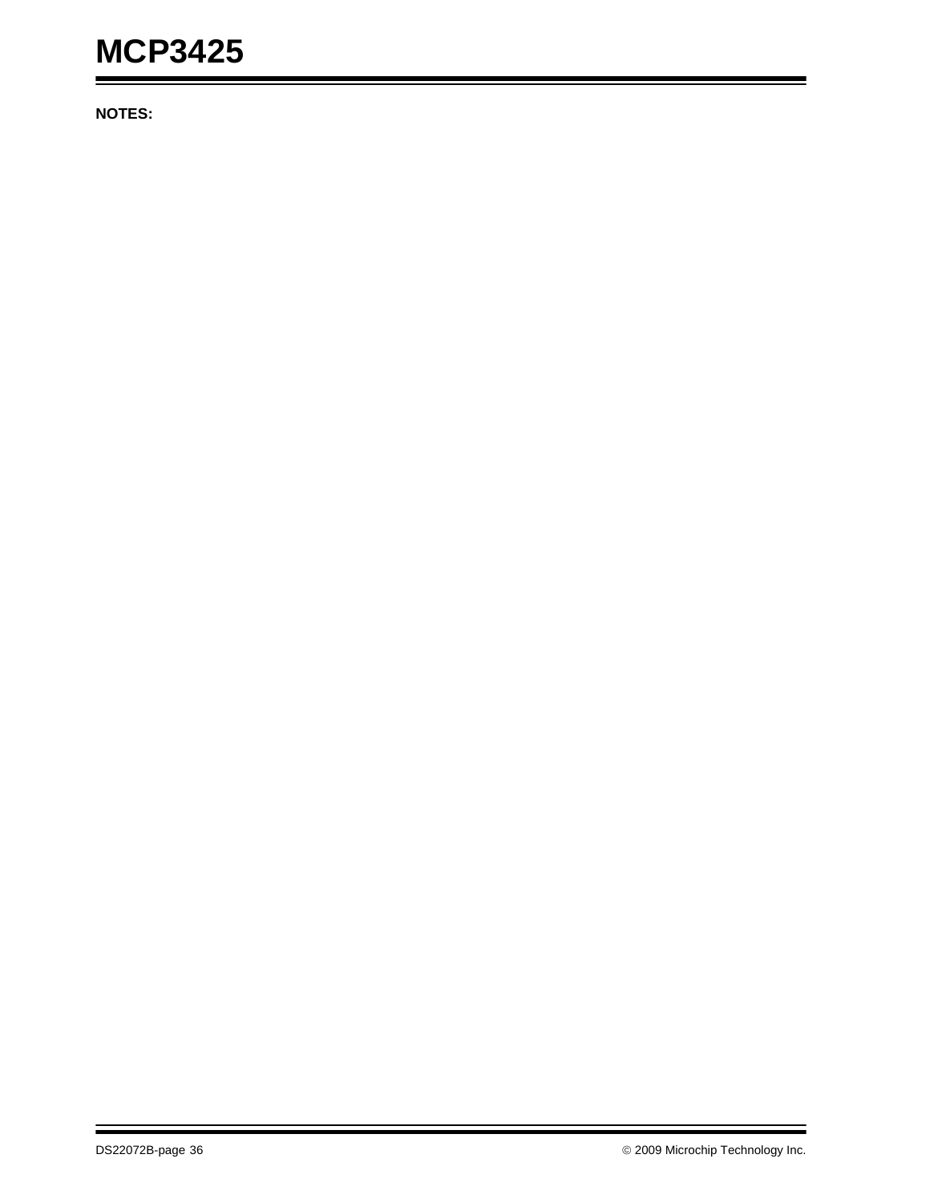**NOTES:**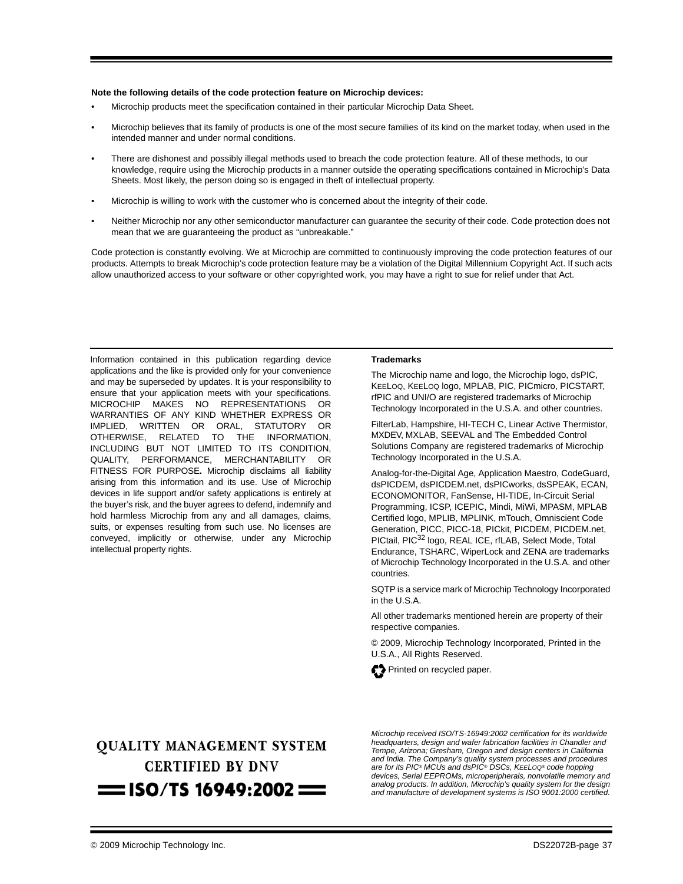**Note the following details of the code protection feature on Microchip devices:**

- Microchip products meet the specification contained in their particular Microchip Data Sheet.
- Microchip believes that its family of products is one of the most secure families of its kind on the market today, when used in the intended manner and under normal conditions.
- There are dishonest and possibly illegal methods used to breach the code protection feature. All of these methods, to our knowledge, require using the Microchip products in a manner outside the operating specifications contained in Microchip's Data Sheets. Most likely, the person doing so is engaged in theft of intellectual property.
- Microchip is willing to work with the customer who is concerned about the integrity of their code.
- Neither Microchip nor any other semiconductor manufacturer can guarantee the security of their code. Code protection does not mean that we are guaranteeing the product as "unbreakable."

Code protection is constantly evolving. We at Microchip are committed to continuously improving the code protection features of our products. Attempts to break Microchip's code protection feature may be a violation of the Digital Millennium Copyright Act. If such acts allow unauthorized access to your software or other copyrighted work, you may have a right to sue for relief under that Act.

Information contained in this publication regarding device applications and the like is provided only for your convenience and may be superseded by updates. It is your responsibility to ensure that your application meets with your specifications. MICROCHIP MAKES NO REPRESENTATIONS OR WARRANTIES OF ANY KIND WHETHER EXPRESS OR IMPLIED, WRITTEN OR ORAL, STATUTORY OR OTHERWISE, RELATED TO THE INFORMATION, INCLUDING BUT NOT LIMITED TO ITS CONDITION, QUALITY, PERFORMANCE, MERCHANTABILITY OR FITNESS FOR PURPOSE**.** Microchip disclaims all liability arising from this information and its use. Use of Microchip devices in life support and/or safety applications is entirely at the buyer's risk, and the buyer agrees to defend, indemnify and hold harmless Microchip from any and all damages, claims, suits, or expenses resulting from such use. No licenses are conveyed, implicitly or otherwise, under any Microchip intellectual property rights.

**Trademarks**

The Microchip name and logo, the Microchip logo, dsPIC, KEELOQ, KEELOQ logo, MPLAB, PIC, PICmicro, PICSTART, rfPIC and UNI/O are registered trademarks of Microchip Technology Incorporated in the U.S.A. and other countries.

FilterLab, Hampshire, HI-TECH C, Linear Active Thermistor, MXDEV, MXLAB, SEEVAL and The Embedded Control Solutions Company are registered trademarks of Microchip Technology Incorporated in the U.S.A.

Analog-for-the-Digital Age, Application Maestro, CodeGuard, dsPICDEM, dsPICDEM.net, dsPICworks, dsSPEAK, ECAN, ECONOMONITOR, FanSense, HI-TIDE, In-Circuit Serial Programming, ICSP, ICEPIC, Mindi, MiWi, MPASM, MPLAB Certified logo, MPLIB, MPLINK, mTouch, Omniscient Code Generation, PICC, PICC-18, PICkit, PICDEM, PICDEM.net, PICtail, $PIC^{32}$ logo, REAL ICE, rfLAB, Select Mode, Total Endurance, TSHARC, WiperLock and ZENA are trademarks of Microchip Technology Incorporated in the U.S.A. and other countries.

SQTP is a service mark of Microchip Technology Incorporated in the U.S.A.

All other trademarks mentioned herein are property of their respective companies.

© 2009, Microchip Technology Incorporated, Printed in the U.S.A., All Rights Reserved.

Printed on recycled paper.

**QUALITY MANAGEMENT SYSTEM**
**CERTIFIED BY DNV**
**== ISO/TS 16949:2002 ==**

*Microchip received ISO/TS-16949:2002 certification for its worldwide headquarters, design and wafer fabrication facilities in Chandler and Tempe, Arizona; Gresham, Oregon and design centers in California and India. The Company's quality system processes and procedures are for its PIC® MCUs and dsPIC® DSCs, KEELOQ® code hopping devices, Serial EEPROMs, microperipherals, nonvolatile memory and analog products. In addition, Microchip's quality system for the design and manufacture of development systems is ISO 9001:2000 certified.*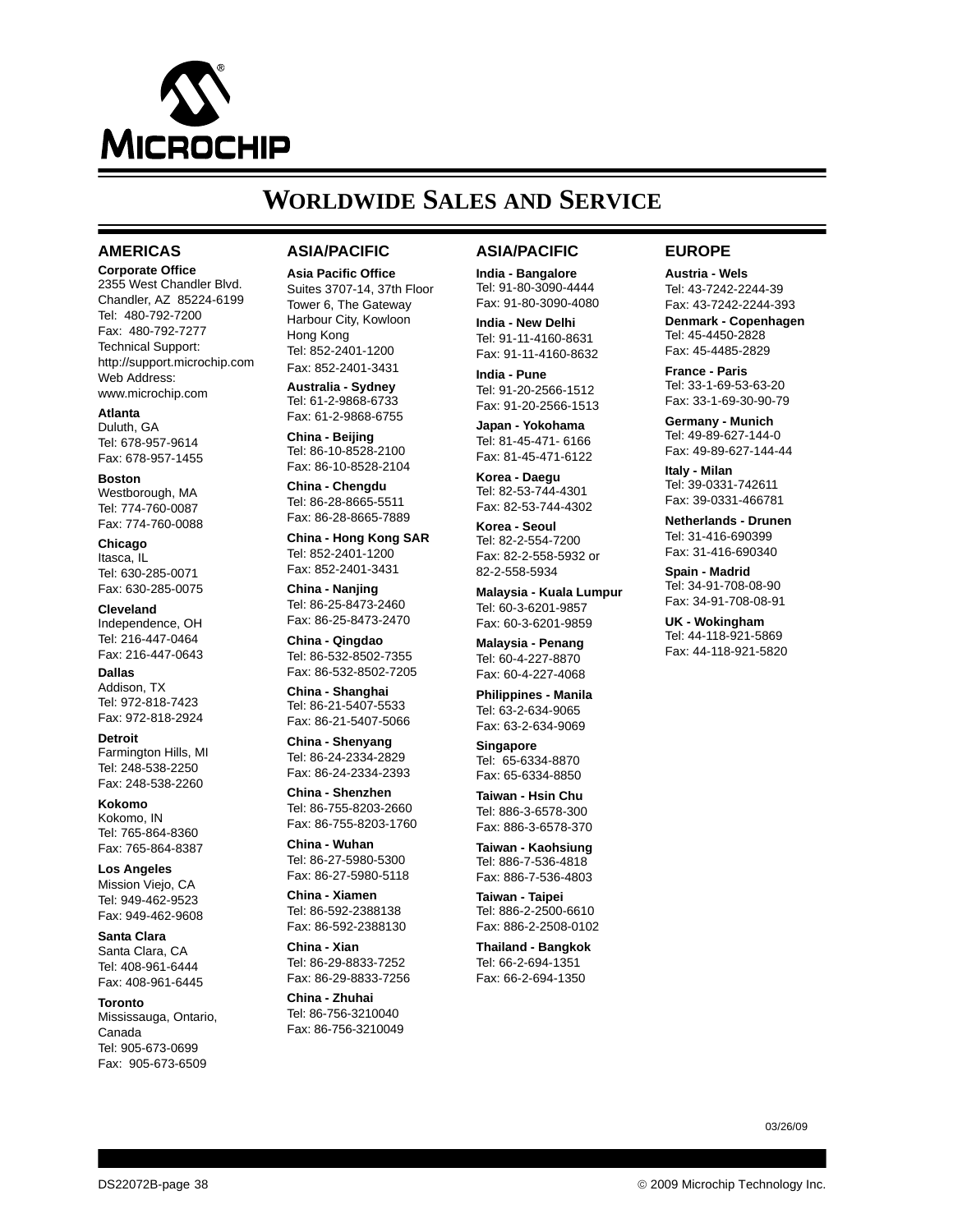# WORLDWIDE SALES AND SERVICE

## AMERICAS

**Corporate Office**
2355 West Chandler Blvd.
Chandler, AZ 85224-6199
Tel: 480-792-7200
Fax: 480-792-7277
Technical Support:
http://support.microchip.com
Web Address:
www.microchip.com

**Atlanta**
Duluth, GA
Tel: 678-957-9614
Fax: 678-957-1455

**Boston**
Westborough, MA
Tel: 774-760-0087
Fax: 774-760-0088

**Chicago**
Itasca, IL
Tel: 630-285-0071
Fax: 630-285-0075

**Cleveland**
Independence, OH
Tel: 216-447-0464
Fax: 216-447-0643

**Dallas**
Addison, TX
Tel: 972-818-7423
Fax: 972-818-2924

**Detroit**
Farmington Hills, MI
Tel: 248-538-2250
Fax: 248-538-2260

**Kokomo**
Kokomo, IN
Tel: 765-864-8360
Fax: 765-864-8387

**Los Angeles**
Mission Viejo, CA
Tel: 949-462-9523
Fax: 949-462-9608

**Santa Clara**
Santa Clara, CA
Tel: 408-961-6444
Fax: 408-961-6445

**Toronto**
Mississauga, Ontario, Canada
Tel: 905-673-0699
Fax: 905-673-6509

## ASIA/PACIFIC

**Asia Pacific Office**
Suites 3707-14, 37th Floor
Tower 6, The Gateway
Harbour City, Kowloon
Hong Kong
Tel: 852-2401-1200
Fax: 852-2401-3431

**Australia - Sydney**
Tel: 61-2-9868-6733
Fax: 61-2-9868-6755

**China - Beijing**
Tel: 86-10-8528-2100
Fax: 86-10-8528-2104

**China - Chengdu**
Tel: 86-28-8665-5511
Fax: 86-28-8665-7889

**China - Hong Kong SAR**
Tel: 852-2401-1200
Fax: 852-2401-3431

**China - Nanjing**
Tel: 86-25-8473-2460
Fax: 86-25-8473-2470

**China - Qingdao**
Tel: 86-532-8502-7355
Fax: 86-532-8502-7205

**China - Shanghai**
Tel: 86-21-5407-5533
Fax: 86-21-5407-5066

**China - Shenyang**
Tel: 86-24-2334-2829
Fax: 86-24-2334-2393

**China - Shenzhen**
Tel: 86-755-8203-2660
Fax: 86-755-8203-1760

**China - Wuhan**
Tel: 86-27-5980-5300
Fax: 86-27-5980-5118

**China - Xiamen**
Tel: 86-592-2388138
Fax: 86-592-2388130

**China - Xian**
Tel: 86-29-8833-7252
Fax: 86-29-8833-7256

**China - Zhuhai**
Tel: 86-756-3210040
Fax: 86-756-3210049

## ASIA/PACIFIC

**India - Bangalore**
Tel: 91-80-3090-4444
Fax: 91-80-3090-4080

**India - New Delhi**
Tel: 91-11-4160-8631
Fax: 91-11-4160-8632

**India - Pune**
Tel: 91-20-2566-1512
Fax: 91-20-2566-1513

**Japan - Yokohama**
Tel: 81-45-471- 6166
Fax: 81-45-471-6122

**Korea - Daegu**
Tel: 82-53-744-4301
Fax: 82-53-744-4302

**Korea - Seoul**
Tel: 82-2-554-7200
Fax: 82-2-558-5932 or 82-2-558-5934

**Malaysia - Kuala Lumpur**
Tel: 60-3-6201-9857
Fax: 60-3-6201-9859

**Malaysia - Penang**
Tel: 60-4-227-8870
Fax: 60-4-227-4068

**Philippines - Manila**
Tel: 63-2-634-9065
Fax: 63-2-634-9069

**Singapore**
Tel: 65-6334-8870
Fax: 65-6334-8850

**Taiwan - Hsin Chu**
Tel: 886-3-6578-300
Fax: 886-3-6578-370

**Taiwan - Kaohsiung**
Tel: 886-7-536-4818
Fax: 886-7-536-4803

**Taiwan - Taipei**
Tel: 886-2-2500-6610
Fax: 886-2-2508-0102

**Thailand - Bangkok**
Tel: 66-2-694-1351
Fax: 66-2-694-1350

## EUROPE

**Austria - Wels**
Tel: 43-7242-2244-39
Fax: 43-7242-2244-393

**Denmark - Copenhagen**
Tel: 45-4450-2828
Fax: 45-4485-2829

**France - Paris**
Tel: 33-1-69-53-63-20
Fax: 33-1-69-30-90-79

**Germany - Munich**
Tel: 49-89-627-144-0
Fax: 49-89-627-144-44

**Italy - Milan**
Tel: 39-0331-742611
Fax: 39-0331-466781

**Netherlands - Drunen**
Tel: 31-416-690399
Fax: 31-416-690340

**Spain - Madrid**
Tel: 34-91-708-08-90
Fax: 34-91-708-08-91

**UK - Wokingham**
Tel: 44-118-921-5869
Fax: 44-118-921-5820

03/26/09